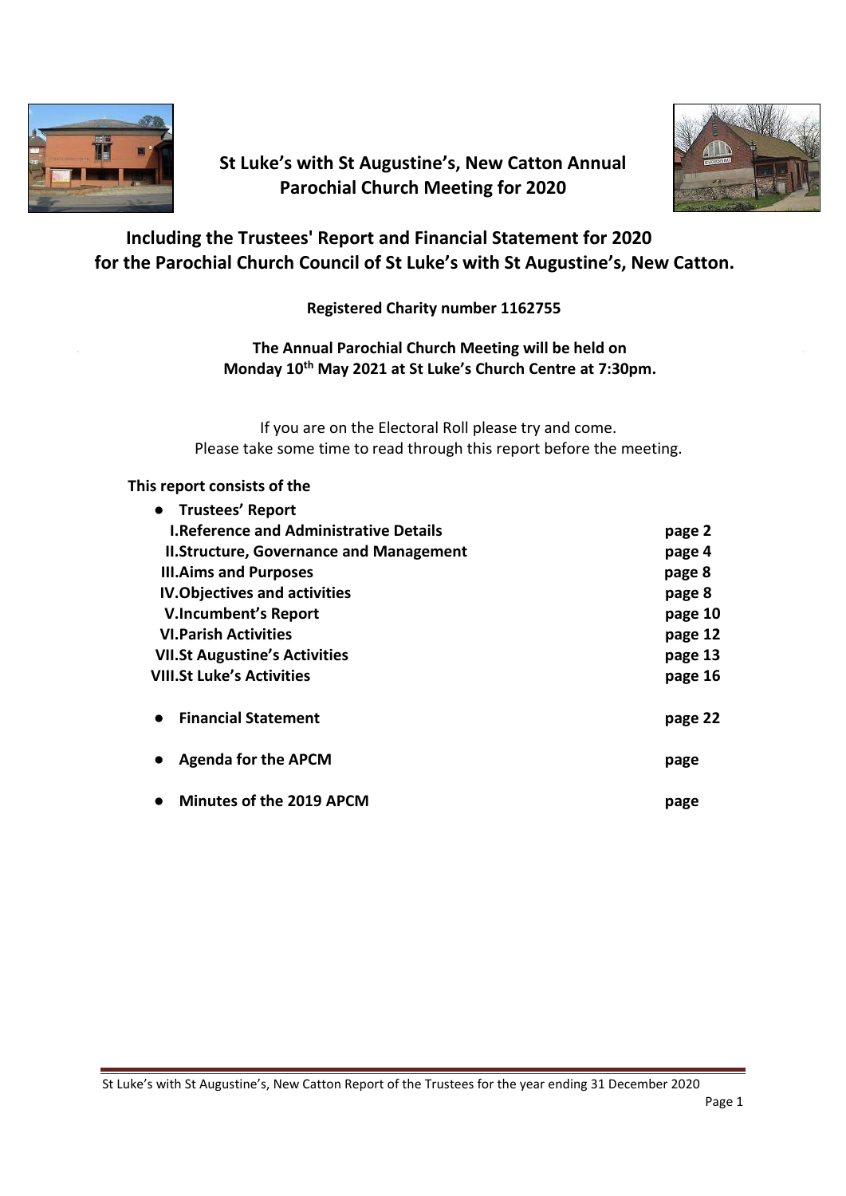# St Luke's with St Augustine's, New Catton Annual Parochial Church Meeting for 2020

## Including the Trustees' Report and Financial Statement for 2020 for the Parochial Church Council of St Luke's with St Augustine's, New Catton.

**Registered Charity number 1162755**

**The Annual Parochial Church Meeting will be held on Monday 10th May 2021 at St Luke's Church Centre at 7:30pm.**

If you are on the Electoral Roll please try and come.
Please take some time to read through this report before the meeting.

**This report consists of the**

- **Trustees' Report**

| | |
|---|---|
| **I. Reference and Administrative Details** | **page 2** |
| **II. Structure, Governance and Management** | **page 4** |
| **III. Aims and Purposes** | **page 8** |
| **IV. Objectives and activities** | **page 8** |
| **V. Incumbent's Report** | **page 10** |
| **VI. Parish Activities** | **page 12** |
| **VII. St Augustine's Activities** | **page 13** |
| **VIII. St Luke's Activities** | **page 16** |

- **Financial Statement** **page 22**
- **Agenda for the APCM** **page**
- **Minutes of the 2019 APCM** **page**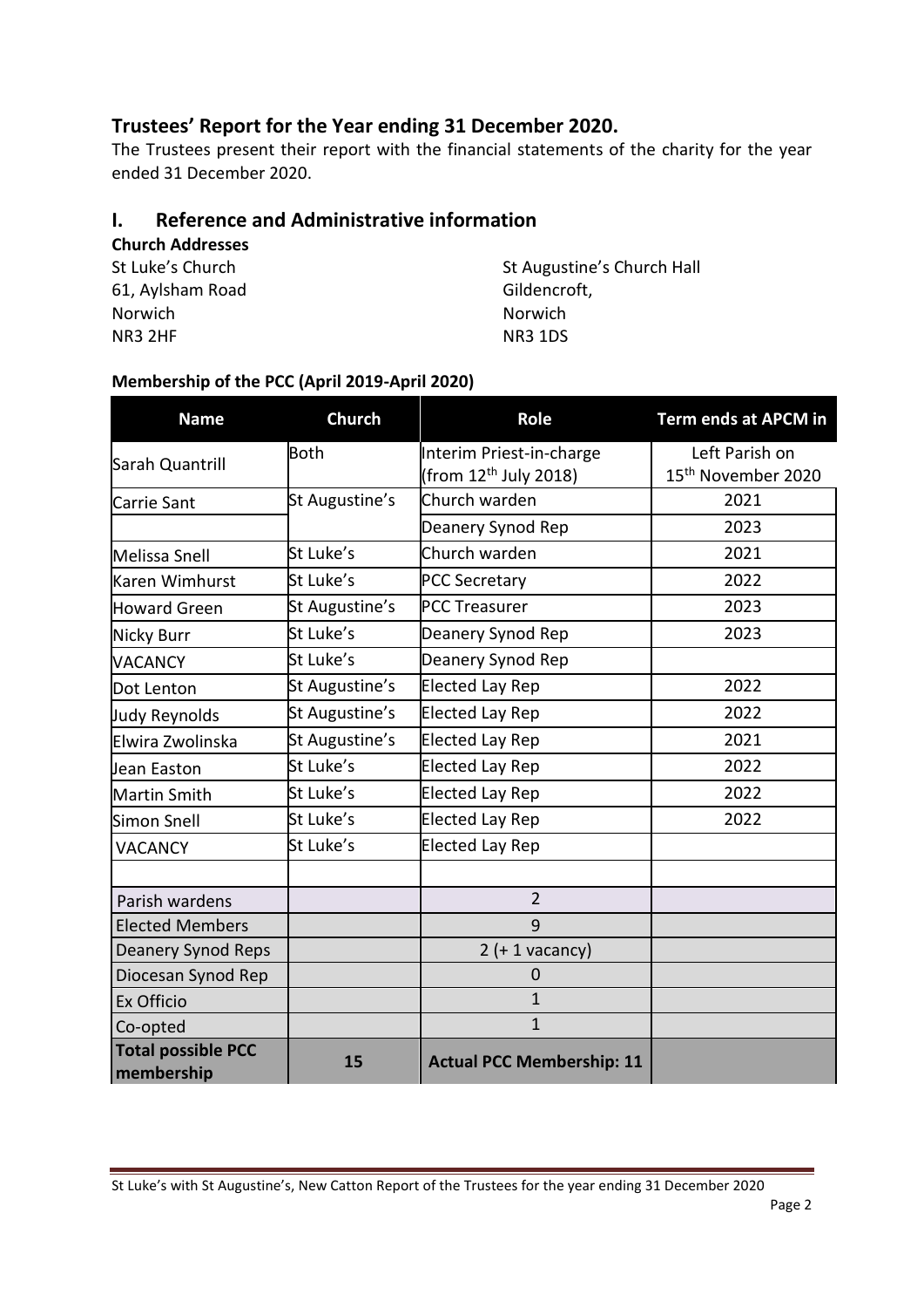## Trustees' Report for the Year ending 31 December 2020.

The Trustees present their report with the financial statements of the charity for the year ended 31 December 2020.

## I. Reference and Administrative information

**Church Addresses**

St Luke's Church
61, Aylsham Road
Norwich
NR3 2HF

St Augustine's Church Hall
Gildencroft,
Norwich
NR3 1DS

**Membership of the PCC (April 2019-April 2020)**

| Name | Church | Role | Term ends at APCM in |
|---|---|---|---|
| Sarah Quantrill | Both | Interim Priest-in-charge (from 12th July 2018) | Left Parish on 15th November 2020 |
| Carrie Sant | St Augustine's | Church warden | 2021 |
| | | Deanery Synod Rep | 2023 |
| Melissa Snell | St Luke's | Church warden | 2021 |
| Karen Wimhurst | St Luke's | PCC Secretary | 2022 |
| Howard Green | St Augustine's | PCC Treasurer | 2023 |
| Nicky Burr | St Luke's | Deanery Synod Rep | 2023 |
| VACANCY | St Luke's | Deanery Synod Rep | |
| Dot Lenton | St Augustine's | Elected Lay Rep | 2022 |
| Judy Reynolds | St Augustine's | Elected Lay Rep | 2022 |
| Elwira Zwolinska | St Augustine's | Elected Lay Rep | 2021 |
| Jean Easton | St Luke's | Elected Lay Rep | 2022 |
| Martin Smith | St Luke's | Elected Lay Rep | 2022 |
| Simon Snell | St Luke's | Elected Lay Rep | 2022 |
| VACANCY | St Luke's | Elected Lay Rep | |
| | | | |
| Parish wardens | | 2 | |
| Elected Members | | 9 | |
| Deanery Synod Reps | | 2 (+ 1 vacancy) | |
| Diocesan Synod Rep | | 0 | |
| Ex Officio | | 1 | |
| Co-opted | | 1 | |
| **Total possible PCC membership** | **15** | **Actual PCC Membership: 11** | |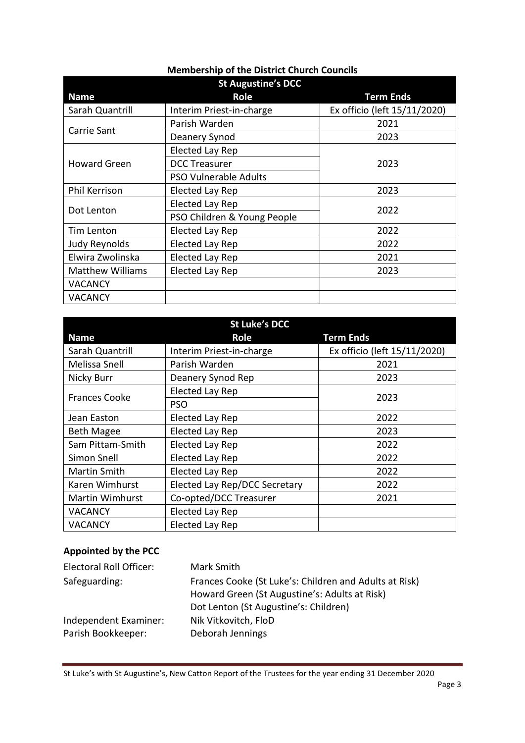## Membership of the District Church Councils

| St Augustine's DCC | | |
|---|---|---|
| **Name** | **Role** | **Term Ends** |
| Sarah Quantrill | Interim Priest-in-charge | Ex officio (left 15/11/2020) |
| Carrie Sant | Parish Warden | 2021 |
| | Deanery Synod | 2023 |
| Howard Green | Elected Lay Rep | 2023 |
| | DCC Treasurer | |
| | PSO Vulnerable Adults | |
| Phil Kerrison | Elected Lay Rep | 2023 |
| Dot Lenton | Elected Lay Rep | 2022 |
| | PSO Children & Young People | |
| Tim Lenton | Elected Lay Rep | 2022 |
| Judy Reynolds | Elected Lay Rep | 2022 |
| Elwira Zwolinska | Elected Lay Rep | 2021 |
| Matthew Williams | Elected Lay Rep | 2023 |
| VACANCY | | |
| VACANCY | | |

| St Luke's DCC | | |
|---|---|---|
| **Name** | **Role** | **Term Ends** |
| Sarah Quantrill | Interim Priest-in-charge | Ex officio (left 15/11/2020) |
| Melissa Snell | Parish Warden | 2021 |
| Nicky Burr | Deanery Synod Rep | 2023 |
| Frances Cooke | Elected Lay Rep | 2023 |
| | PSO | |
| Jean Easton | Elected Lay Rep | 2022 |
| Beth Magee | Elected Lay Rep | 2023 |
| Sam Pittam-Smith | Elected Lay Rep | 2022 |
| Simon Snell | Elected Lay Rep | 2022 |
| Martin Smith | Elected Lay Rep | 2022 |
| Karen Wimhurst | Elected Lay Rep/DCC Secretary | 2022 |
| Martin Wimhurst | Co-opted/DCC Treasurer | 2021 |
| VACANCY | Elected Lay Rep | |
| VACANCY | Elected Lay Rep | |

### Appointed by the PCC

Electoral Roll Officer: Mark Smith

Safeguarding: Frances Cooke (St Luke's: Children and Adults at Risk)
Howard Green (St Augustine's: Adults at Risk)
Dot Lenton (St Augustine's: Children)

Independent Examiner: Nik Vitkovitch, FloD

Parish Bookkeeper: Deborah Jennings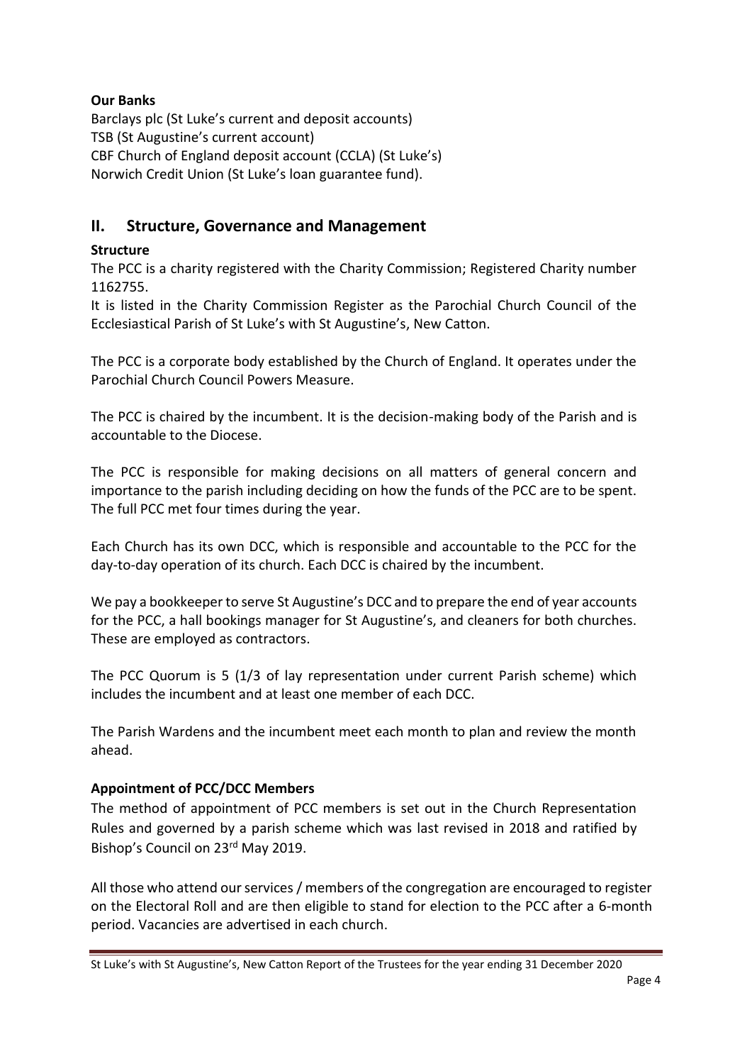**Our Banks**

Barclays plc (St Luke's current and deposit accounts)
TSB (St Augustine's current account)
CBF Church of England deposit account (CCLA) (St Luke's)
Norwich Credit Union (St Luke's loan guarantee fund).

## II. Structure, Governance and Management

**Structure**

The PCC is a charity registered with the Charity Commission; Registered Charity number 1162755.

It is listed in the Charity Commission Register as the Parochial Church Council of the Ecclesiastical Parish of St Luke's with St Augustine's, New Catton.

The PCC is a corporate body established by the Church of England. It operates under the Parochial Church Council Powers Measure.

The PCC is chaired by the incumbent. It is the decision-making body of the Parish and is accountable to the Diocese.

The PCC is responsible for making decisions on all matters of general concern and importance to the parish including deciding on how the funds of the PCC are to be spent. The full PCC met four times during the year.

Each Church has its own DCC, which is responsible and accountable to the PCC for the day-to-day operation of its church. Each DCC is chaired by the incumbent.

We pay a bookkeeper to serve St Augustine's DCC and to prepare the end of year accounts for the PCC, a hall bookings manager for St Augustine's, and cleaners for both churches. These are employed as contractors.

The PCC Quorum is 5 (1/3 of lay representation under current Parish scheme) which includes the incumbent and at least one member of each DCC.

The Parish Wardens and the incumbent meet each month to plan and review the month ahead.

**Appointment of PCC/DCC Members**

The method of appointment of PCC members is set out in the Church Representation Rules and governed by a parish scheme which was last revised in 2018 and ratified by Bishop's Council on 23rd May 2019.

All those who attend our services / members of the congregation are encouraged to register on the Electoral Roll and are then eligible to stand for election to the PCC after a 6-month period. Vacancies are advertised in each church.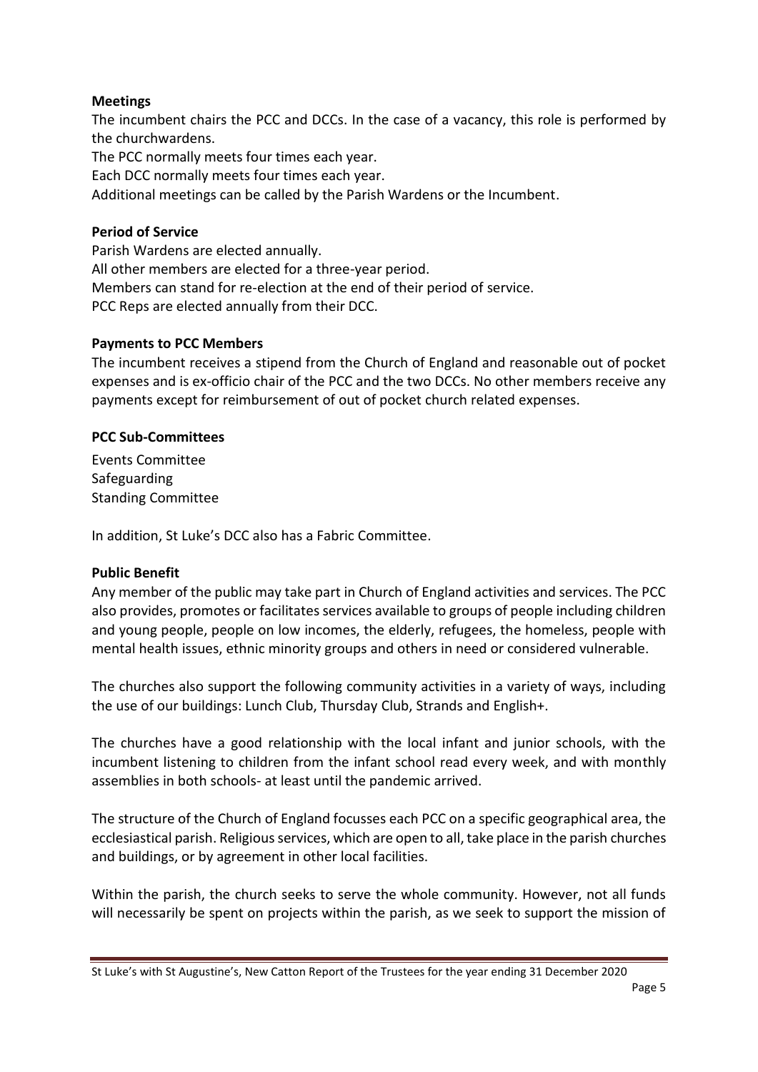**Meetings**

The incumbent chairs the PCC and DCCs. In the case of a vacancy, this role is performed by the churchwardens.

The PCC normally meets four times each year.

Each DCC normally meets four times each year.

Additional meetings can be called by the Parish Wardens or the Incumbent.

**Period of Service**

Parish Wardens are elected annually.

All other members are elected for a three-year period.

Members can stand for re-election at the end of their period of service.

PCC Reps are elected annually from their DCC.

**Payments to PCC Members**

The incumbent receives a stipend from the Church of England and reasonable out of pocket expenses and is ex-officio chair of the PCC and the two DCCs. No other members receive any payments except for reimbursement of out of pocket church related expenses.

**PCC Sub-Committees**

Events Committee
Safeguarding
Standing Committee

In addition, St Luke's DCC also has a Fabric Committee.

**Public Benefit**

Any member of the public may take part in Church of England activities and services. The PCC also provides, promotes or facilitates services available to groups of people including children and young people, people on low incomes, the elderly, refugees, the homeless, people with mental health issues, ethnic minority groups and others in need or considered vulnerable.

The churches also support the following community activities in a variety of ways, including the use of our buildings: Lunch Club, Thursday Club, Strands and English+.

The churches have a good relationship with the local infant and junior schools, with the incumbent listening to children from the infant school read every week, and with monthly assemblies in both schools- at least until the pandemic arrived.

The structure of the Church of England focusses each PCC on a specific geographical area, the ecclesiastical parish. Religious services, which are open to all, take place in the parish churches and buildings, or by agreement in other local facilities.

Within the parish, the church seeks to serve the whole community. However, not all funds will necessarily be spent on projects within the parish, as we seek to support the mission of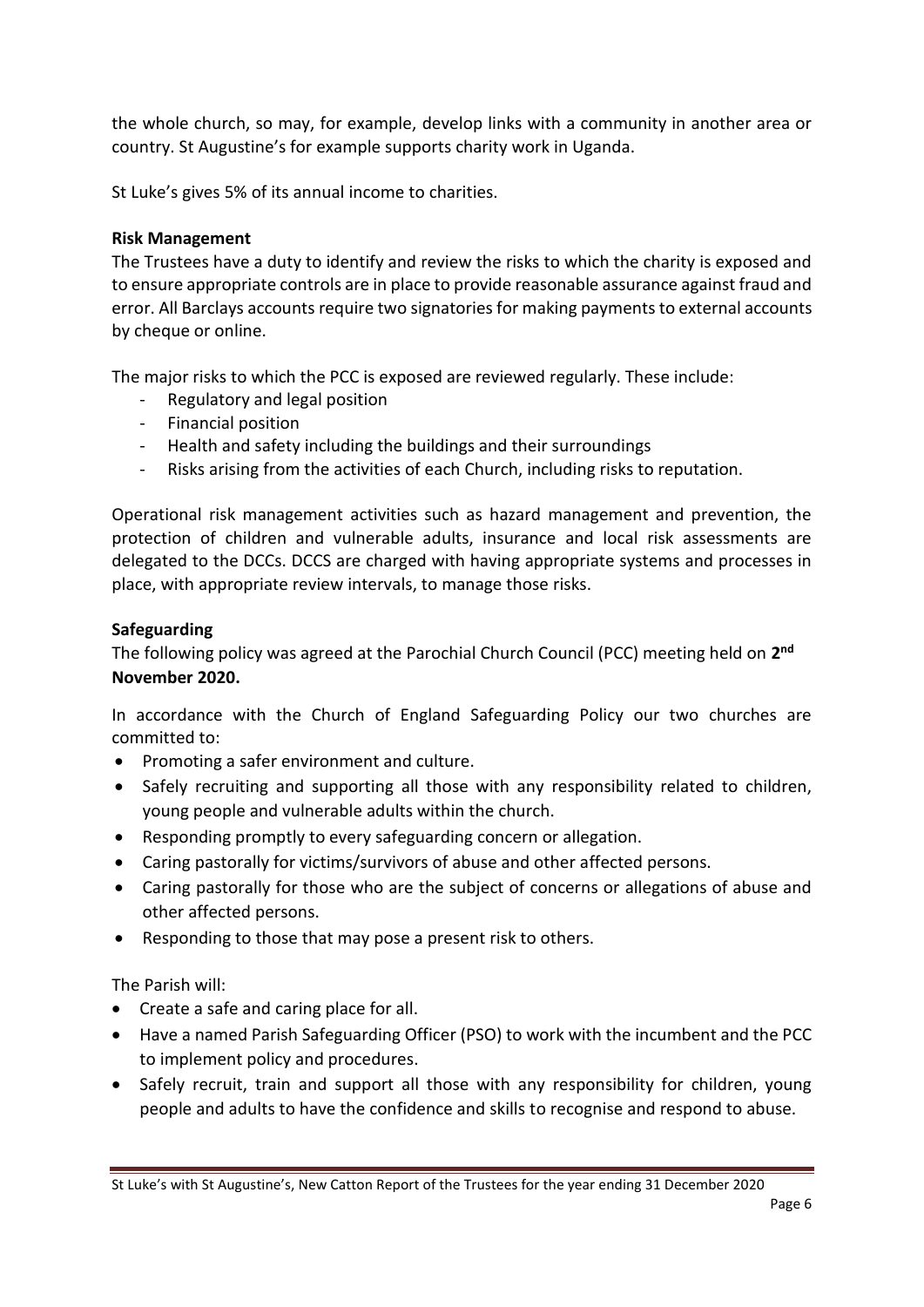the whole church, so may, for example, develop links with a community in another area or country. St Augustine's for example supports charity work in Uganda.

St Luke's gives 5% of its annual income to charities.

**Risk Management**

The Trustees have a duty to identify and review the risks to which the charity is exposed and to ensure appropriate controls are in place to provide reasonable assurance against fraud and error. All Barclays accounts require two signatories for making payments to external accounts by cheque or online.

The major risks to which the PCC is exposed are reviewed regularly. These include:

- Regulatory and legal position
- Financial position
- Health and safety including the buildings and their surroundings
- Risks arising from the activities of each Church, including risks to reputation.

Operational risk management activities such as hazard management and prevention, the protection of children and vulnerable adults, insurance and local risk assessments are delegated to the DCCs. DCCS are charged with having appropriate systems and processes in place, with appropriate review intervals, to manage those risks.

**Safeguarding**

The following policy was agreed at the Parochial Church Council (PCC) meeting held on **2nd November 2020.**

In accordance with the Church of England Safeguarding Policy our two churches are committed to:

- Promoting a safer environment and culture.
- Safely recruiting and supporting all those with any responsibility related to children, young people and vulnerable adults within the church.
- Responding promptly to every safeguarding concern or allegation.
- Caring pastorally for victims/survivors of abuse and other affected persons.
- Caring pastorally for those who are the subject of concerns or allegations of abuse and other affected persons.
- Responding to those that may pose a present risk to others.

The Parish will:

- Create a safe and caring place for all.
- Have a named Parish Safeguarding Officer (PSO) to work with the incumbent and the PCC to implement policy and procedures.
- Safely recruit, train and support all those with any responsibility for children, young people and adults to have the confidence and skills to recognise and respond to abuse.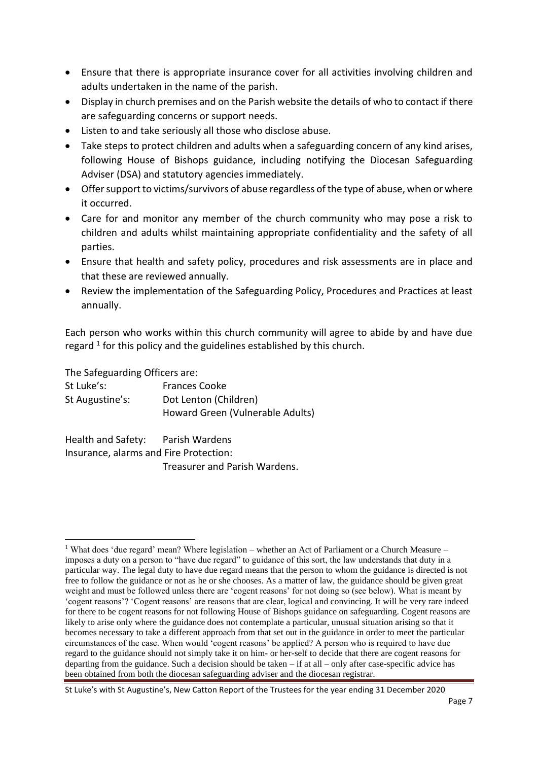- Ensure that there is appropriate insurance cover for all activities involving children and adults undertaken in the name of the parish.
- Display in church premises and on the Parish website the details of who to contact if there are safeguarding concerns or support needs.
- Listen to and take seriously all those who disclose abuse.
- Take steps to protect children and adults when a safeguarding concern of any kind arises, following House of Bishops guidance, including notifying the Diocesan Safeguarding Adviser (DSA) and statutory agencies immediately.
- Offer support to victims/survivors of abuse regardless of the type of abuse, when or where it occurred.
- Care for and monitor any member of the church community who may pose a risk to children and adults whilst maintaining appropriate confidentiality and the safety of all parties.
- Ensure that health and safety policy, procedures and risk assessments are in place and that these are reviewed annually.
- Review the implementation of the Safeguarding Policy, Procedures and Practices at least annually.

Each person who works within this church community will agree to abide by and have due regard [1] for this policy and the guidelines established by this church.

The Safeguarding Officers are:

| | |
|---|---|
| St Luke's: | Frances Cooke |
| St Augustine's: | Dot Lenton (Children) |
| | Howard Green (Vulnerable Adults) |

Health and Safety: Parish Wardens
Insurance, alarms and Fire Protection:
Treasurer and Parish Wardens.

---

[1] What does 'due regard' mean? Where legislation – whether an Act of Parliament or a Church Measure – imposes a duty on a person to "have due regard" to guidance of this sort, the law understands that duty in a particular way. The legal duty to have due regard means that the person to whom the guidance is directed is not free to follow the guidance or not as he or she chooses. As a matter of law, the guidance should be given great weight and must be followed unless there are 'cogent reasons' for not doing so (see below). What is meant by 'cogent reasons'? 'Cogent reasons' are reasons that are clear, logical and convincing. It will be very rare indeed for there to be cogent reasons for not following House of Bishops guidance on safeguarding. Cogent reasons are likely to arise only where the guidance does not contemplate a particular, unusual situation arising so that it becomes necessary to take a different approach from that set out in the guidance in order to meet the particular circumstances of the case. When would 'cogent reasons' be applied? A person who is required to have due regard to the guidance should not simply take it on him- or her-self to decide that there are cogent reasons for departing from the guidance. Such a decision should be taken – if at all – only after case-specific advice has been obtained from both the diocesan safeguarding adviser and the diocesan registrar.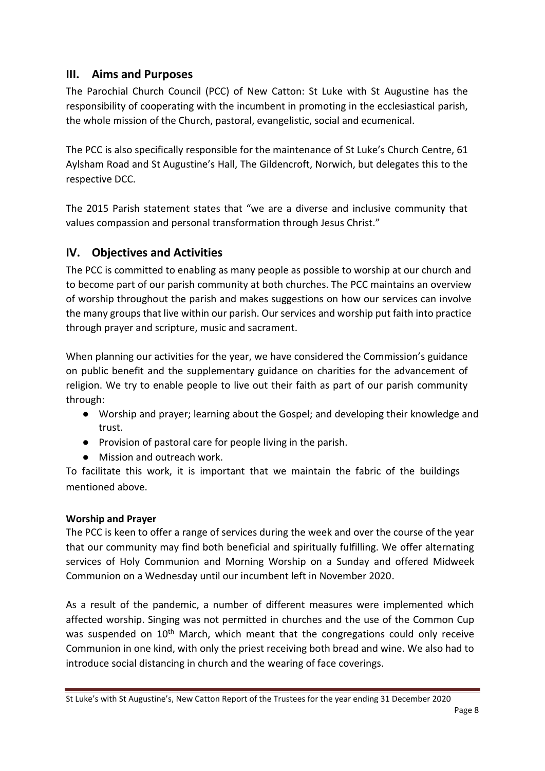## III. Aims and Purposes

The Parochial Church Council (PCC) of New Catton: St Luke with St Augustine has the responsibility of cooperating with the incumbent in promoting in the ecclesiastical parish, the whole mission of the Church, pastoral, evangelistic, social and ecumenical.

The PCC is also specifically responsible for the maintenance of St Luke's Church Centre, 61 Aylsham Road and St Augustine's Hall, The Gildencroft, Norwich, but delegates this to the respective DCC.

The 2015 Parish statement states that "we are a diverse and inclusive community that values compassion and personal transformation through Jesus Christ."

## IV. Objectives and Activities

The PCC is committed to enabling as many people as possible to worship at our church and to become part of our parish community at both churches. The PCC maintains an overview of worship throughout the parish and makes suggestions on how our services can involve the many groups that live within our parish. Our services and worship put faith into practice through prayer and scripture, music and sacrament.

When planning our activities for the year, we have considered the Commission's guidance on public benefit and the supplementary guidance on charities for the advancement of religion. We try to enable people to live out their faith as part of our parish community through:

- Worship and prayer; learning about the Gospel; and developing their knowledge and trust.
- Provision of pastoral care for people living in the parish.
- Mission and outreach work.

To facilitate this work, it is important that we maintain the fabric of the buildings mentioned above.

**Worship and Prayer**

The PCC is keen to offer a range of services during the week and over the course of the year that our community may find both beneficial and spiritually fulfilling. We offer alternating services of Holy Communion and Morning Worship on a Sunday and offered Midweek Communion on a Wednesday until our incumbent left in November 2020.

As a result of the pandemic, a number of different measures were implemented which affected worship. Singing was not permitted in churches and the use of the Common Cup was suspended on 10th March, which meant that the congregations could only receive Communion in one kind, with only the priest receiving both bread and wine. We also had to introduce social distancing in church and the wearing of face coverings.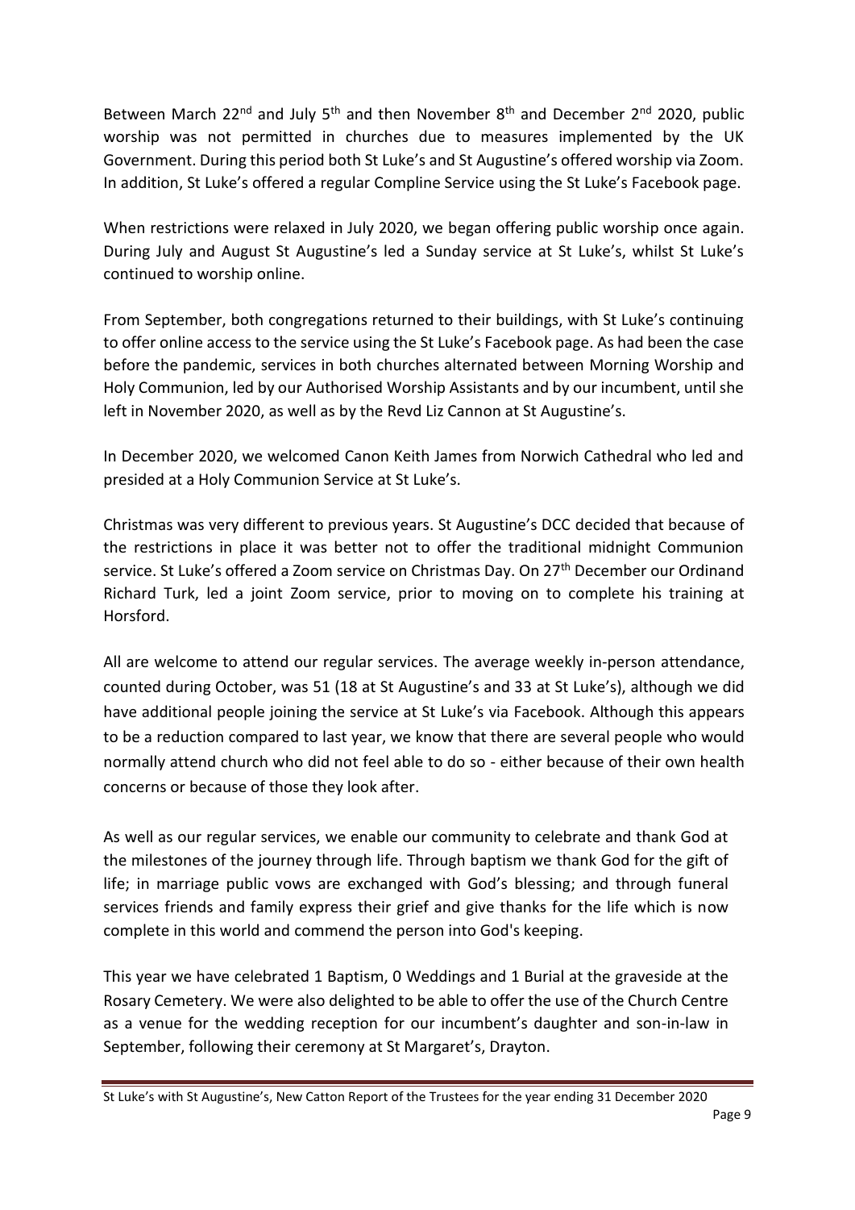Between March 22nd and July 5th and then November 8th and December 2nd 2020, public worship was not permitted in churches due to measures implemented by the UK Government. During this period both St Luke's and St Augustine's offered worship via Zoom. In addition, St Luke's offered a regular Compline Service using the St Luke's Facebook page.

When restrictions were relaxed in July 2020, we began offering public worship once again. During July and August St Augustine's led a Sunday service at St Luke's, whilst St Luke's continued to worship online.

From September, both congregations returned to their buildings, with St Luke's continuing to offer online access to the service using the St Luke's Facebook page. As had been the case before the pandemic, services in both churches alternated between Morning Worship and Holy Communion, led by our Authorised Worship Assistants and by our incumbent, until she left in November 2020, as well as by the Revd Liz Cannon at St Augustine's.

In December 2020, we welcomed Canon Keith James from Norwich Cathedral who led and presided at a Holy Communion Service at St Luke's.

Christmas was very different to previous years. St Augustine's DCC decided that because of the restrictions in place it was better not to offer the traditional midnight Communion service. St Luke's offered a Zoom service on Christmas Day. On 27th December our Ordinand Richard Turk, led a joint Zoom service, prior to moving on to complete his training at Horsford.

All are welcome to attend our regular services. The average weekly in-person attendance, counted during October, was 51 (18 at St Augustine's and 33 at St Luke's), although we did have additional people joining the service at St Luke's via Facebook. Although this appears to be a reduction compared to last year, we know that there are several people who would normally attend church who did not feel able to do so - either because of their own health concerns or because of those they look after.

As well as our regular services, we enable our community to celebrate and thank God at the milestones of the journey through life. Through baptism we thank God for the gift of life; in marriage public vows are exchanged with God's blessing; and through funeral services friends and family express their grief and give thanks for the life which is now complete in this world and commend the person into God's keeping.

This year we have celebrated 1 Baptism, 0 Weddings and 1 Burial at the graveside at the Rosary Cemetery. We were also delighted to be able to offer the use of the Church Centre as a venue for the wedding reception for our incumbent's daughter and son-in-law in September, following their ceremony at St Margaret's, Drayton.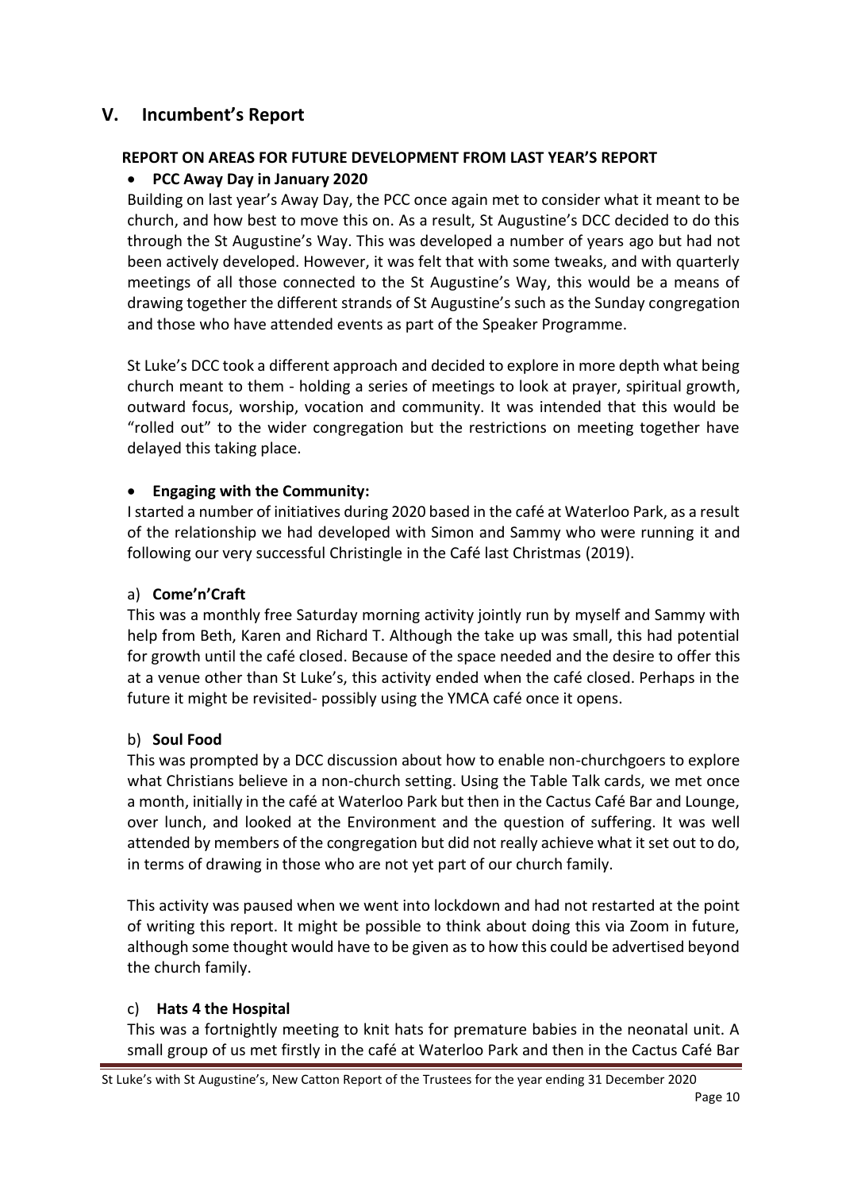## V. Incumbent's Report

### REPORT ON AREAS FOR FUTURE DEVELOPMENT FROM LAST YEAR'S REPORT

- **PCC Away Day in January 2020**

Building on last year's Away Day, the PCC once again met to consider what it meant to be church, and how best to move this on. As a result, St Augustine's DCC decided to do this through the St Augustine's Way. This was developed a number of years ago but had not been actively developed. However, it was felt that with some tweaks, and with quarterly meetings of all those connected to the St Augustine's Way, this would be a means of drawing together the different strands of St Augustine's such as the Sunday congregation and those who have attended events as part of the Speaker Programme.

St Luke's DCC took a different approach and decided to explore in more depth what being church meant to them - holding a series of meetings to look at prayer, spiritual growth, outward focus, worship, vocation and community. It was intended that this would be "rolled out" to the wider congregation but the restrictions on meeting together have delayed this taking place.

- **Engaging with the Community:**

I started a number of initiatives during 2020 based in the café at Waterloo Park, as a result of the relationship we had developed with Simon and Sammy who were running it and following our very successful Christingle in the Café last Christmas (2019).

a) **Come'n'Craft**

This was a monthly free Saturday morning activity jointly run by myself and Sammy with help from Beth, Karen and Richard T. Although the take up was small, this had potential for growth until the café closed. Because of the space needed and the desire to offer this at a venue other than St Luke's, this activity ended when the café closed. Perhaps in the future it might be revisited- possibly using the YMCA café once it opens.

b) **Soul Food**

This was prompted by a DCC discussion about how to enable non-churchgoers to explore what Christians believe in a non-church setting. Using the Table Talk cards, we met once a month, initially in the café at Waterloo Park but then in the Cactus Café Bar and Lounge, over lunch, and looked at the Environment and the question of suffering. It was well attended by members of the congregation but did not really achieve what it set out to do, in terms of drawing in those who are not yet part of our church family.

This activity was paused when we went into lockdown and had not restarted at the point of writing this report. It might be possible to think about doing this via Zoom in future, although some thought would have to be given as to how this could be advertised beyond the church family.

c) **Hats 4 the Hospital**

This was a fortnightly meeting to knit hats for premature babies in the neonatal unit. A small group of us met firstly in the café at Waterloo Park and then in the Cactus Café Bar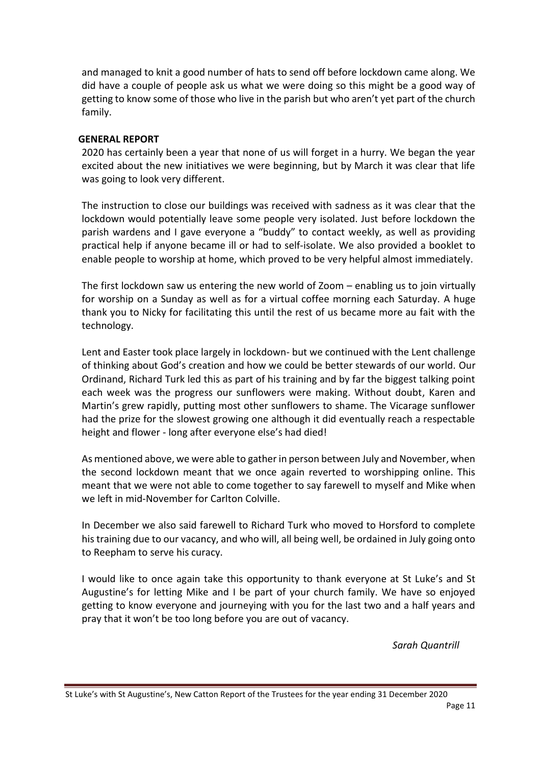and managed to knit a good number of hats to send off before lockdown came along. We did have a couple of people ask us what we were doing so this might be a good way of getting to know some of those who live in the parish but who aren't yet part of the church family.

## GENERAL REPORT

2020 has certainly been a year that none of us will forget in a hurry. We began the year excited about the new initiatives we were beginning, but by March it was clear that life was going to look very different.

The instruction to close our buildings was received with sadness as it was clear that the lockdown would potentially leave some people very isolated. Just before lockdown the parish wardens and I gave everyone a "buddy" to contact weekly, as well as providing practical help if anyone became ill or had to self-isolate. We also provided a booklet to enable people to worship at home, which proved to be very helpful almost immediately.

The first lockdown saw us entering the new world of Zoom – enabling us to join virtually for worship on a Sunday as well as for a virtual coffee morning each Saturday. A huge thank you to Nicky for facilitating this until the rest of us became more au fait with the technology.

Lent and Easter took place largely in lockdown- but we continued with the Lent challenge of thinking about God's creation and how we could be better stewards of our world. Our Ordinand, Richard Turk led this as part of his training and by far the biggest talking point each week was the progress our sunflowers were making. Without doubt, Karen and Martin's grew rapidly, putting most other sunflowers to shame. The Vicarage sunflower had the prize for the slowest growing one although it did eventually reach a respectable height and flower - long after everyone else's had died!

As mentioned above, we were able to gather in person between July and November, when the second lockdown meant that we once again reverted to worshipping online. This meant that we were not able to come together to say farewell to myself and Mike when we left in mid-November for Carlton Colville.

In December we also said farewell to Richard Turk who moved to Horsford to complete his training due to our vacancy, and who will, all being well, be ordained in July going onto to Reepham to serve his curacy.

I would like to once again take this opportunity to thank everyone at St Luke's and St Augustine's for letting Mike and I be part of your church family. We have so enjoyed getting to know everyone and journeying with you for the last two and a half years and pray that it won't be too long before you are out of vacancy.

*Sarah Quantrill*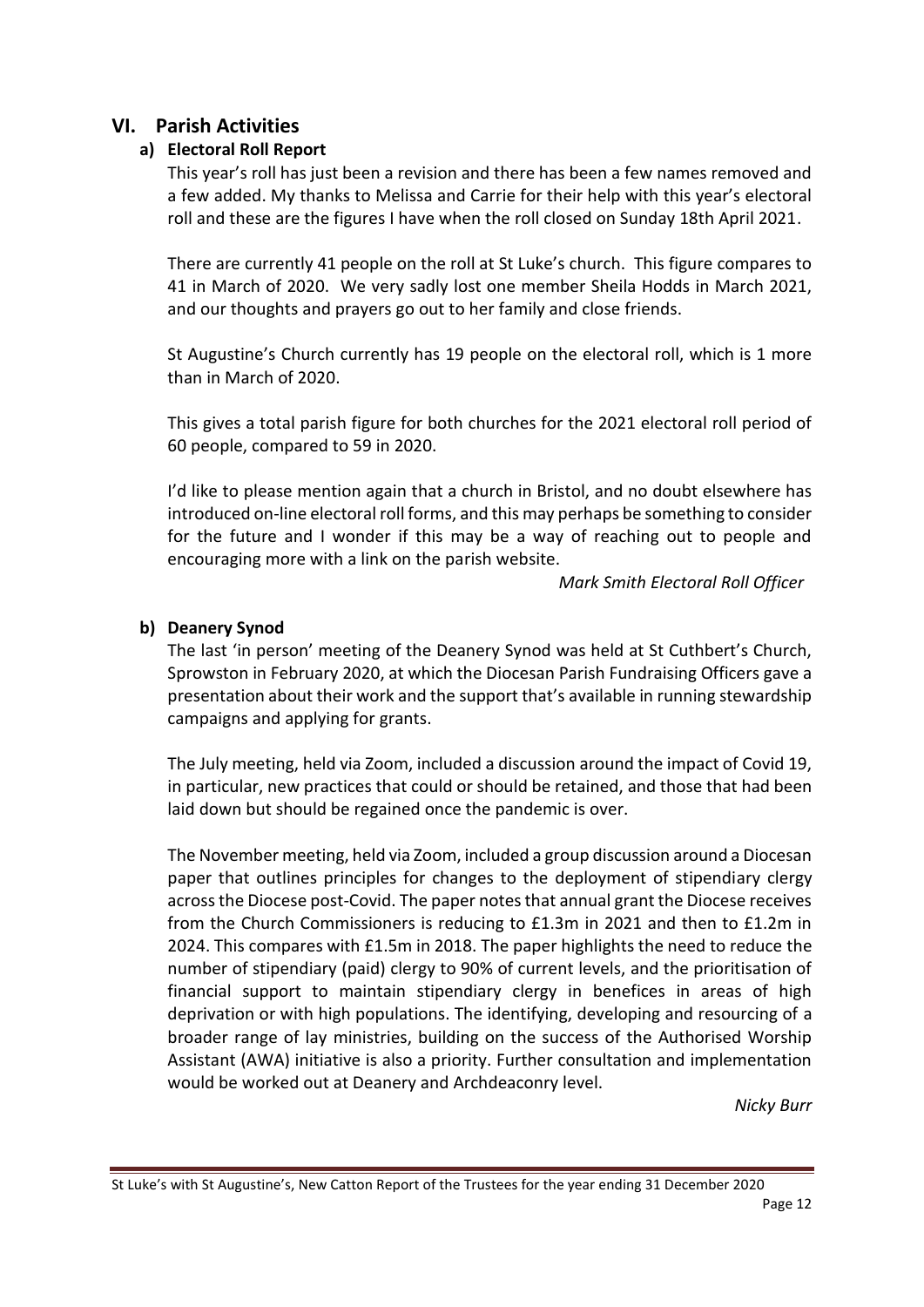## VI. Parish Activities

### a) Electoral Roll Report

This year's roll has just been a revision and there has been a few names removed and a few added. My thanks to Melissa and Carrie for their help with this year's electoral roll and these are the figures I have when the roll closed on Sunday 18th April 2021.

There are currently 41 people on the roll at St Luke's church. This figure compares to 41 in March of 2020. We very sadly lost one member Sheila Hodds in March 2021, and our thoughts and prayers go out to her family and close friends.

St Augustine's Church currently has 19 people on the electoral roll, which is 1 more than in March of 2020.

This gives a total parish figure for both churches for the 2021 electoral roll period of 60 people, compared to 59 in 2020.

I'd like to please mention again that a church in Bristol, and no doubt elsewhere has introduced on-line electoral roll forms, and this may perhaps be something to consider for the future and I wonder if this may be a way of reaching out to people and encouraging more with a link on the parish website.

*Mark Smith Electoral Roll Officer*

### b) Deanery Synod

The last 'in person' meeting of the Deanery Synod was held at St Cuthbert's Church, Sprowston in February 2020, at which the Diocesan Parish Fundraising Officers gave a presentation about their work and the support that's available in running stewardship campaigns and applying for grants.

The July meeting, held via Zoom, included a discussion around the impact of Covid 19, in particular, new practices that could or should be retained, and those that had been laid down but should be regained once the pandemic is over.

The November meeting, held via Zoom, included a group discussion around a Diocesan paper that outlines principles for changes to the deployment of stipendiary clergy across the Diocese post-Covid. The paper notes that annual grant the Diocese receives from the Church Commissioners is reducing to £1.3m in 2021 and then to £1.2m in 2024. This compares with £1.5m in 2018. The paper highlights the need to reduce the number of stipendiary (paid) clergy to 90% of current levels, and the prioritisation of financial support to maintain stipendiary clergy in benefices in areas of high deprivation or with high populations. The identifying, developing and resourcing of a broader range of lay ministries, building on the success of the Authorised Worship Assistant (AWA) initiative is also a priority. Further consultation and implementation would be worked out at Deanery and Archdeaconry level.

*Nicky Burr*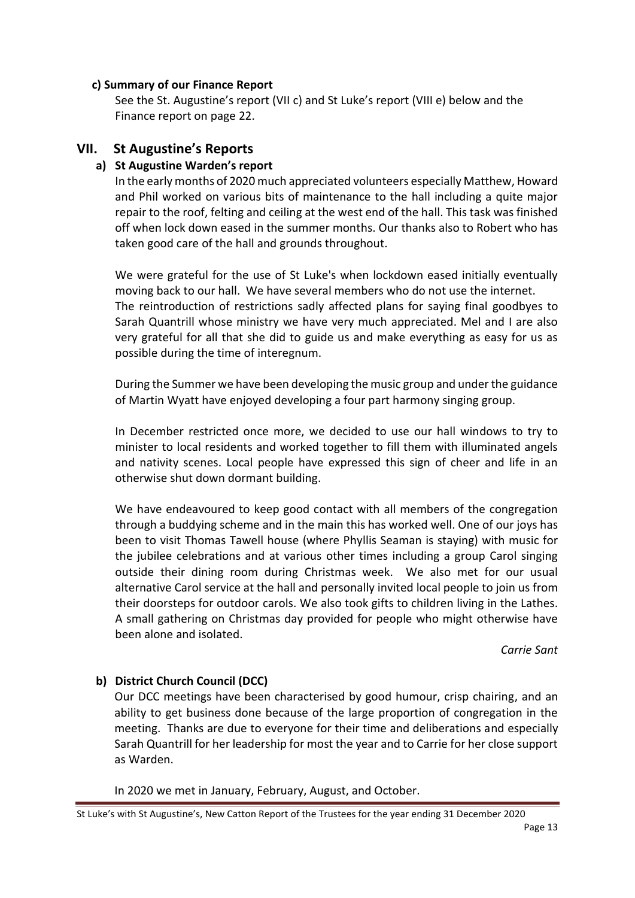#### c) Summary of our Finance Report

See the St. Augustine's report (VII c) and St Luke's report (VIII e) below and the Finance report on page 22.

## VII. St Augustine's Reports

### a) St Augustine Warden's report

In the early months of 2020 much appreciated volunteers especially Matthew, Howard and Phil worked on various bits of maintenance to the hall including a quite major repair to the roof, felting and ceiling at the west end of the hall. This task was finished off when lock down eased in the summer months. Our thanks also to Robert who has taken good care of the hall and grounds throughout.

We were grateful for the use of St Luke's when lockdown eased initially eventually moving back to our hall. We have several members who do not use the internet. The reintroduction of restrictions sadly affected plans for saying final goodbyes to Sarah Quantrill whose ministry we have very much appreciated. Mel and I are also very grateful for all that she did to guide us and make everything as easy for us as possible during the time of interegnum.

During the Summer we have been developing the music group and under the guidance of Martin Wyatt have enjoyed developing a four part harmony singing group.

In December restricted once more, we decided to use our hall windows to try to minister to local residents and worked together to fill them with illuminated angels and nativity scenes. Local people have expressed this sign of cheer and life in an otherwise shut down dormant building.

We have endeavoured to keep good contact with all members of the congregation through a buddying scheme and in the main this has worked well. One of our joys has been to visit Thomas Tawell house (where Phyllis Seaman is staying) with music for the jubilee celebrations and at various other times including a group Carol singing outside their dining room during Christmas week. We also met for our usual alternative Carol service at the hall and personally invited local people to join us from their doorsteps for outdoor carols. We also took gifts to children living in the Lathes. A small gathering on Christmas day provided for people who might otherwise have been alone and isolated.

*Carrie Sant*

### b) District Church Council (DCC)

Our DCC meetings have been characterised by good humour, crisp chairing, and an ability to get business done because of the large proportion of congregation in the meeting. Thanks are due to everyone for their time and deliberations and especially Sarah Quantrill for her leadership for most the year and to Carrie for her close support as Warden.

In 2020 we met in January, February, August, and October.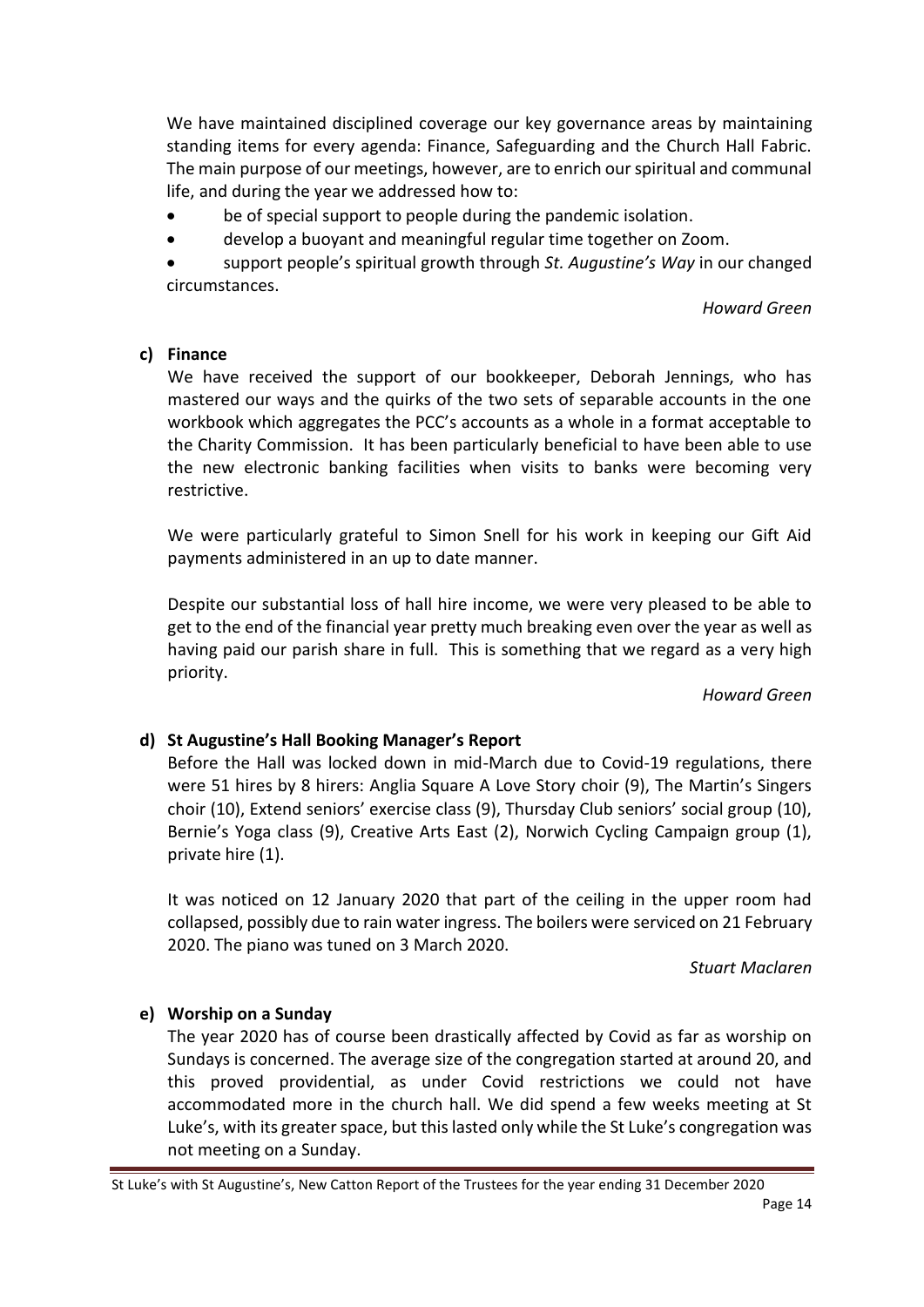We have maintained disciplined coverage our key governance areas by maintaining standing items for every agenda: Finance, Safeguarding and the Church Hall Fabric. The main purpose of our meetings, however, are to enrich our spiritual and communal life, and during the year we addressed how to:

- be of special support to people during the pandemic isolation.
- develop a buoyant and meaningful regular time together on Zoom.
- support people's spiritual growth through *St. Augustine's Way* in our changed circumstances.

*Howard Green*

**c) Finance**

We have received the support of our bookkeeper, Deborah Jennings, who has mastered our ways and the quirks of the two sets of separable accounts in the one workbook which aggregates the PCC's accounts as a whole in a format acceptable to the Charity Commission. It has been particularly beneficial to have been able to use the new electronic banking facilities when visits to banks were becoming very restrictive.

We were particularly grateful to Simon Snell for his work in keeping our Gift Aid payments administered in an up to date manner.

Despite our substantial loss of hall hire income, we were very pleased to be able to get to the end of the financial year pretty much breaking even over the year as well as having paid our parish share in full. This is something that we regard as a very high priority.

*Howard Green*

**d) St Augustine's Hall Booking Manager's Report**

Before the Hall was locked down in mid-March due to Covid-19 regulations, there were 51 hires by 8 hirers: Anglia Square A Love Story choir (9), The Martin's Singers choir (10), Extend seniors' exercise class (9), Thursday Club seniors' social group (10), Bernie's Yoga class (9), Creative Arts East (2), Norwich Cycling Campaign group (1), private hire (1).

It was noticed on 12 January 2020 that part of the ceiling in the upper room had collapsed, possibly due to rain water ingress. The boilers were serviced on 21 February 2020. The piano was tuned on 3 March 2020.

*Stuart Maclaren*

**e) Worship on a Sunday**

The year 2020 has of course been drastically affected by Covid as far as worship on Sundays is concerned. The average size of the congregation started at around 20, and this proved providential, as under Covid restrictions we could not have accommodated more in the church hall. We did spend a few weeks meeting at St Luke's, with its greater space, but this lasted only while the St Luke's congregation was not meeting on a Sunday.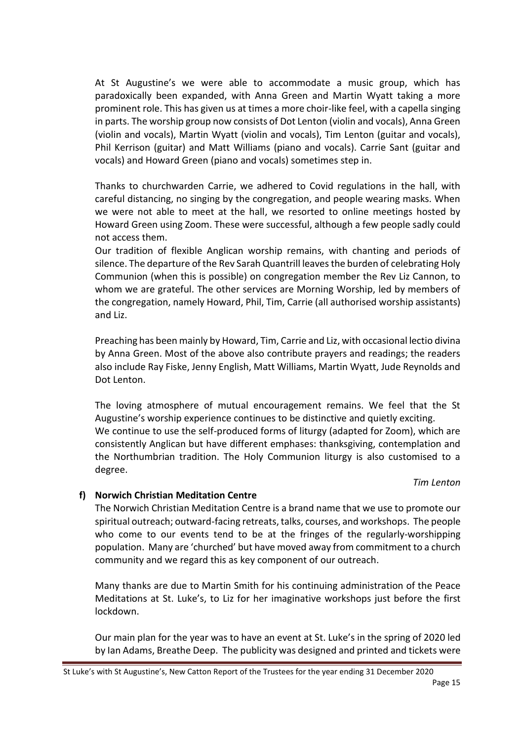At St Augustine's we were able to accommodate a music group, which has paradoxically been expanded, with Anna Green and Martin Wyatt taking a more prominent role. This has given us at times a more choir-like feel, with a capella singing in parts. The worship group now consists of Dot Lenton (violin and vocals), Anna Green (violin and vocals), Martin Wyatt (violin and vocals), Tim Lenton (guitar and vocals), Phil Kerrison (guitar) and Matt Williams (piano and vocals). Carrie Sant (guitar and vocals) and Howard Green (piano and vocals) sometimes step in.

Thanks to churchwarden Carrie, we adhered to Covid regulations in the hall, with careful distancing, no singing by the congregation, and people wearing masks. When we were not able to meet at the hall, we resorted to online meetings hosted by Howard Green using Zoom. These were successful, although a few people sadly could not access them.

Our tradition of flexible Anglican worship remains, with chanting and periods of silence. The departure of the Rev Sarah Quantrill leaves the burden of celebrating Holy Communion (when this is possible) on congregation member the Rev Liz Cannon, to whom we are grateful. The other services are Morning Worship, led by members of the congregation, namely Howard, Phil, Tim, Carrie (all authorised worship assistants) and Liz.

Preaching has been mainly by Howard, Tim, Carrie and Liz, with occasional lectio divina by Anna Green. Most of the above also contribute prayers and readings; the readers also include Ray Fiske, Jenny English, Matt Williams, Martin Wyatt, Jude Reynolds and Dot Lenton.

The loving atmosphere of mutual encouragement remains. We feel that the St Augustine's worship experience continues to be distinctive and quietly exciting.

We continue to use the self-produced forms of liturgy (adapted for Zoom), which are consistently Anglican but have different emphases: thanksgiving, contemplation and the Northumbrian tradition. The Holy Communion liturgy is also customised to a degree.

*Tim Lenton*

**f) Norwich Christian Meditation Centre**

The Norwich Christian Meditation Centre is a brand name that we use to promote our spiritual outreach; outward-facing retreats, talks, courses, and workshops. The people who come to our events tend to be at the fringes of the regularly-worshipping population. Many are 'churched' but have moved away from commitment to a church community and we regard this as key component of our outreach.

Many thanks are due to Martin Smith for his continuing administration of the Peace Meditations at St. Luke's, to Liz for her imaginative workshops just before the first lockdown.

Our main plan for the year was to have an event at St. Luke's in the spring of 2020 led by Ian Adams, Breathe Deep. The publicity was designed and printed and tickets were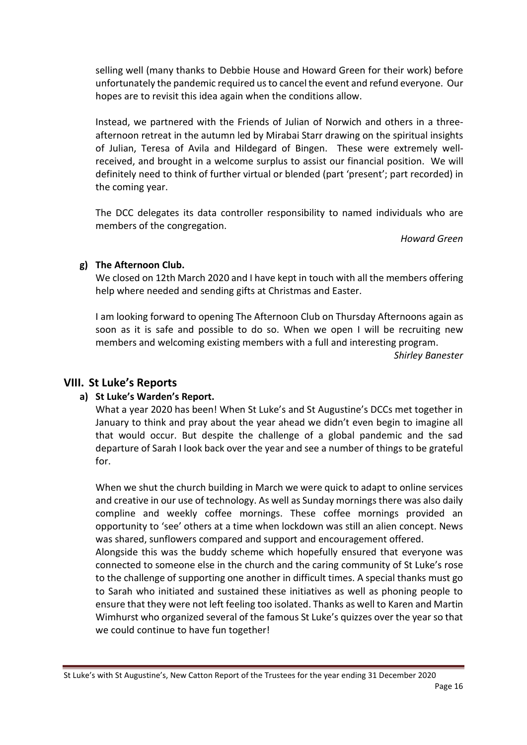selling well (many thanks to Debbie House and Howard Green for their work) before unfortunately the pandemic required us to cancel the event and refund everyone. Our hopes are to revisit this idea again when the conditions allow.

Instead, we partnered with the Friends of Julian of Norwich and others in a three-afternoon retreat in the autumn led by Mirabai Starr drawing on the spiritual insights of Julian, Teresa of Avila and Hildegard of Bingen. These were extremely well-received, and brought in a welcome surplus to assist our financial position. We will definitely need to think of further virtual or blended (part 'present'; part recorded) in the coming year.

The DCC delegates its data controller responsibility to named individuals who are members of the congregation.

*Howard Green*

**g) The Afternoon Club.**

We closed on 12th March 2020 and I have kept in touch with all the members offering help where needed and sending gifts at Christmas and Easter.

I am looking forward to opening The Afternoon Club on Thursday Afternoons again as soon as it is safe and possible to do so. When we open I will be recruiting new members and welcoming existing members with a full and interesting program.

*Shirley Banester*

## VIII. St Luke's Reports

**a) St Luke's Warden's Report.**

What a year 2020 has been! When St Luke's and St Augustine's DCCs met together in January to think and pray about the year ahead we didn't even begin to imagine all that would occur. But despite the challenge of a global pandemic and the sad departure of Sarah I look back over the year and see a number of things to be grateful for.

When we shut the church building in March we were quick to adapt to online services and creative in our use of technology. As well as Sunday mornings there was also daily compline and weekly coffee mornings. These coffee mornings provided an opportunity to 'see' others at a time when lockdown was still an alien concept. News was shared, sunflowers compared and support and encouragement offered.

Alongside this was the buddy scheme which hopefully ensured that everyone was connected to someone else in the church and the caring community of St Luke's rose to the challenge of supporting one another in difficult times. A special thanks must go to Sarah who initiated and sustained these initiatives as well as phoning people to ensure that they were not left feeling too isolated. Thanks as well to Karen and Martin Wimhurst who organized several of the famous St Luke's quizzes over the year so that we could continue to have fun together!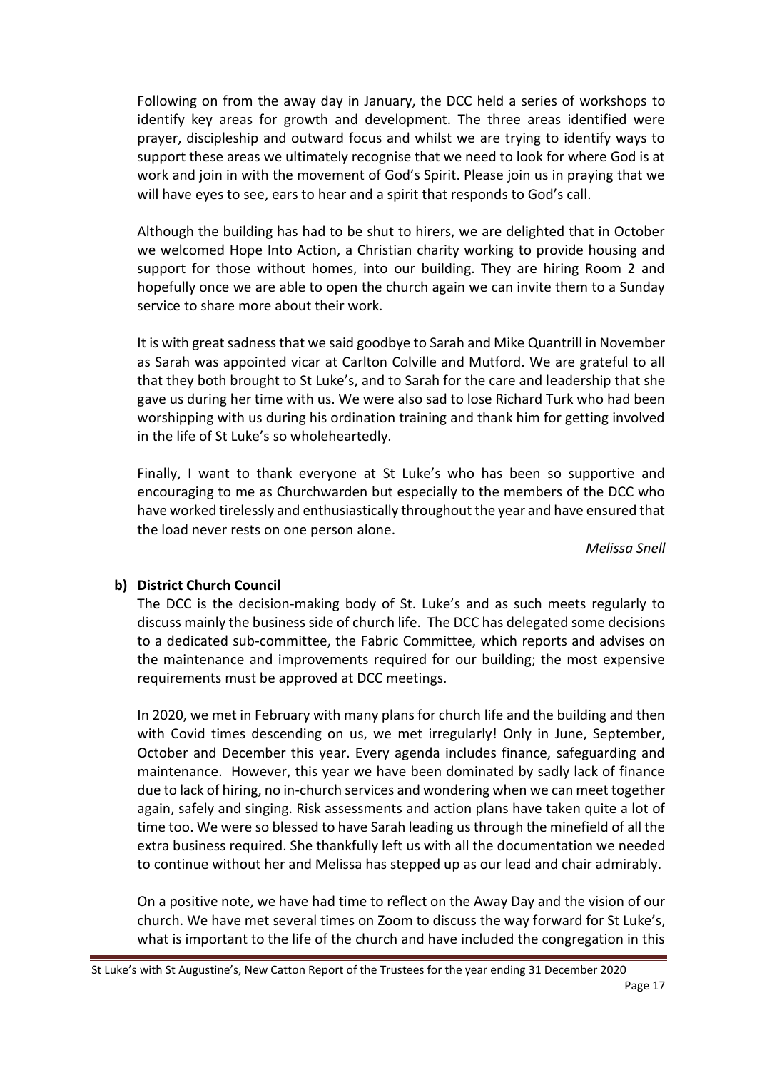Following on from the away day in January, the DCC held a series of workshops to identify key areas for growth and development. The three areas identified were prayer, discipleship and outward focus and whilst we are trying to identify ways to support these areas we ultimately recognise that we need to look for where God is at work and join in with the movement of God's Spirit. Please join us in praying that we will have eyes to see, ears to hear and a spirit that responds to God's call.

Although the building has had to be shut to hirers, we are delighted that in October we welcomed Hope Into Action, a Christian charity working to provide housing and support for those without homes, into our building. They are hiring Room 2 and hopefully once we are able to open the church again we can invite them to a Sunday service to share more about their work.

It is with great sadness that we said goodbye to Sarah and Mike Quantrill in November as Sarah was appointed vicar at Carlton Colville and Mutford. We are grateful to all that they both brought to St Luke's, and to Sarah for the care and leadership that she gave us during her time with us. We were also sad to lose Richard Turk who had been worshipping with us during his ordination training and thank him for getting involved in the life of St Luke's so wholeheartedly.

Finally, I want to thank everyone at St Luke's who has been so supportive and encouraging to me as Churchwarden but especially to the members of the DCC who have worked tirelessly and enthusiastically throughout the year and have ensured that the load never rests on one person alone.

*Melissa Snell*

**b) District Church Council**

The DCC is the decision-making body of St. Luke's and as such meets regularly to discuss mainly the business side of church life. The DCC has delegated some decisions to a dedicated sub-committee, the Fabric Committee, which reports and advises on the maintenance and improvements required for our building; the most expensive requirements must be approved at DCC meetings.

In 2020, we met in February with many plans for church life and the building and then with Covid times descending on us, we met irregularly! Only in June, September, October and December this year. Every agenda includes finance, safeguarding and maintenance. However, this year we have been dominated by sadly lack of finance due to lack of hiring, no in-church services and wondering when we can meet together again, safely and singing. Risk assessments and action plans have taken quite a lot of time too. We were so blessed to have Sarah leading us through the minefield of all the extra business required. She thankfully left us with all the documentation we needed to continue without her and Melissa has stepped up as our lead and chair admirably.

On a positive note, we have had time to reflect on the Away Day and the vision of our church. We have met several times on Zoom to discuss the way forward for St Luke's, what is important to the life of the church and have included the congregation in this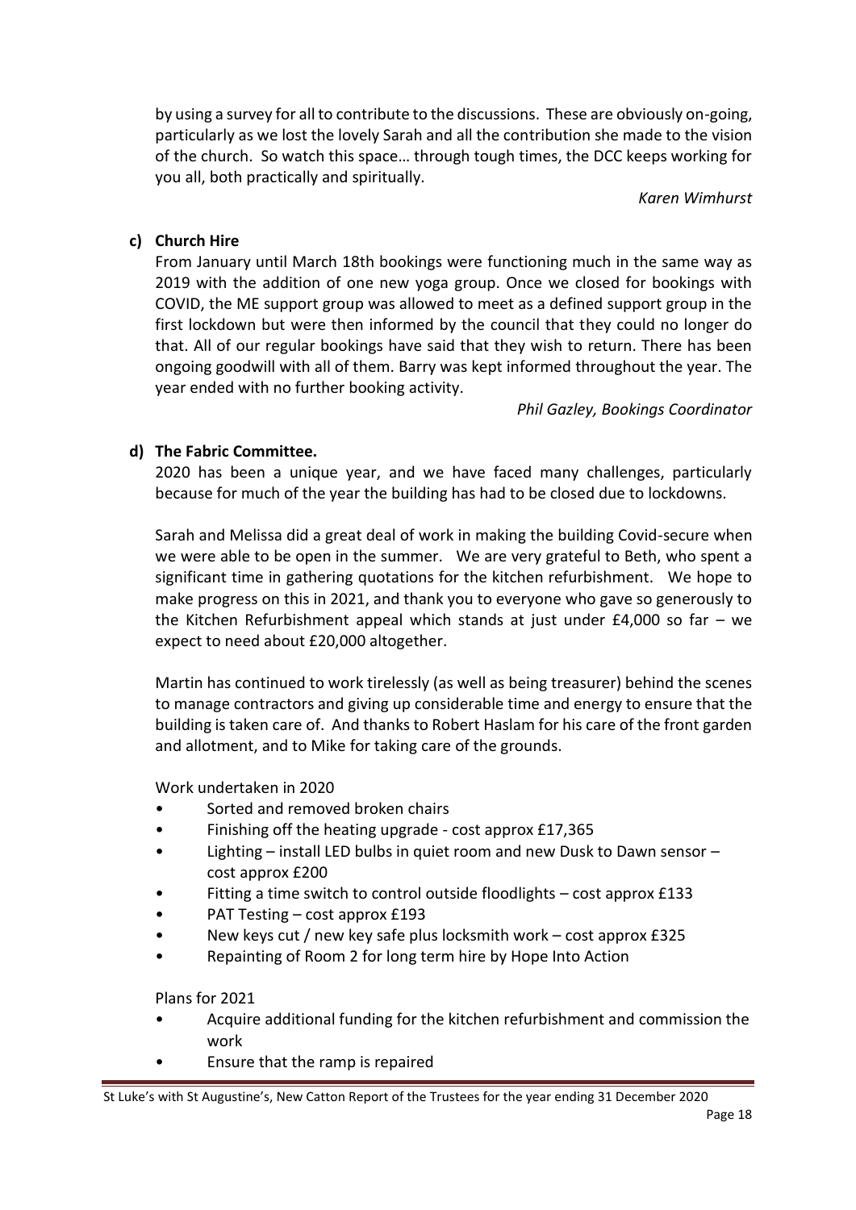by using a survey for all to contribute to the discussions. These are obviously on-going, particularly as we lost the lovely Sarah and all the contribution she made to the vision of the church. So watch this space… through tough times, the DCC keeps working for you all, both practically and spiritually.

*Karen Wimhurst*

**c) Church Hire**

From January until March 18th bookings were functioning much in the same way as 2019 with the addition of one new yoga group. Once we closed for bookings with COVID, the ME support group was allowed to meet as a defined support group in the first lockdown but were then informed by the council that they could no longer do that. All of our regular bookings have said that they wish to return. There has been ongoing goodwill with all of them. Barry was kept informed throughout the year. The year ended with no further booking activity.

*Phil Gazley, Bookings Coordinator*

**d) The Fabric Committee.**

2020 has been a unique year, and we have faced many challenges, particularly because for much of the year the building has had to be closed due to lockdowns.

Sarah and Melissa did a great deal of work in making the building Covid-secure when we were able to be open in the summer. We are very grateful to Beth, who spent a significant time in gathering quotations for the kitchen refurbishment. We hope to make progress on this in 2021, and thank you to everyone who gave so generously to the Kitchen Refurbishment appeal which stands at just under £4,000 so far – we expect to need about £20,000 altogether.

Martin has continued to work tirelessly (as well as being treasurer) behind the scenes to manage contractors and giving up considerable time and energy to ensure that the building is taken care of. And thanks to Robert Haslam for his care of the front garden and allotment, and to Mike for taking care of the grounds.

Work undertaken in 2020

- Sorted and removed broken chairs
- Finishing off the heating upgrade - cost approx £17,365
- Lighting – install LED bulbs in quiet room and new Dusk to Dawn sensor – cost approx £200
- Fitting a time switch to control outside floodlights – cost approx £133
- PAT Testing – cost approx £193
- New keys cut / new key safe plus locksmith work – cost approx £325
- Repainting of Room 2 for long term hire by Hope Into Action

Plans for 2021

- Acquire additional funding for the kitchen refurbishment and commission the work
- Ensure that the ramp is repaired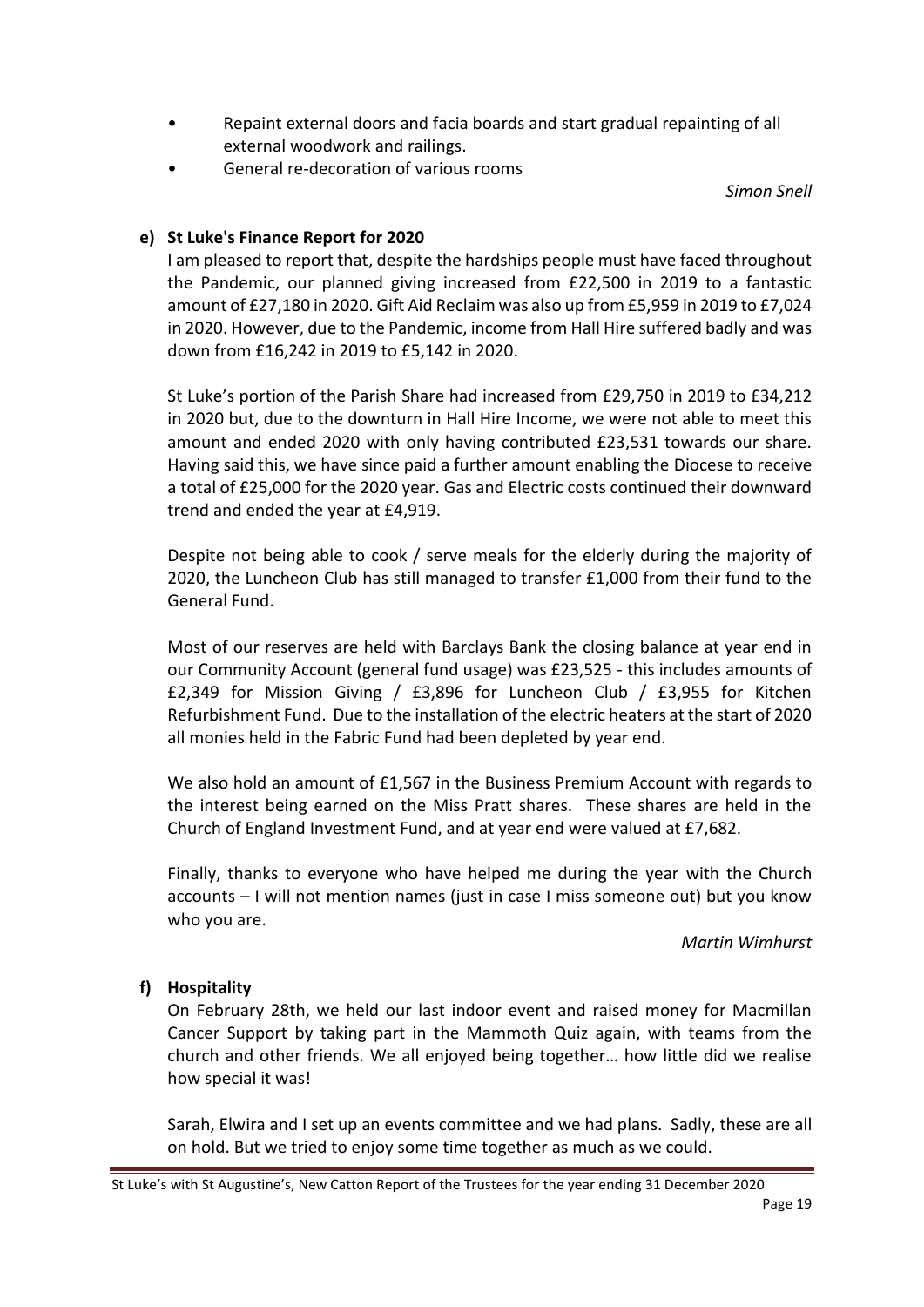- Repaint external doors and facia boards and start gradual repainting of all external woodwork and railings.
- General re-decoration of various rooms

*Simon Snell*

**e) St Luke's Finance Report for 2020**

I am pleased to report that, despite the hardships people must have faced throughout the Pandemic, our planned giving increased from £22,500 in 2019 to a fantastic amount of £27,180 in 2020. Gift Aid Reclaim was also up from £5,959 in 2019 to £7,024 in 2020. However, due to the Pandemic, income from Hall Hire suffered badly and was down from £16,242 in 2019 to £5,142 in 2020.

St Luke's portion of the Parish Share had increased from £29,750 in 2019 to £34,212 in 2020 but, due to the downturn in Hall Hire Income, we were not able to meet this amount and ended 2020 with only having contributed £23,531 towards our share. Having said this, we have since paid a further amount enabling the Diocese to receive a total of £25,000 for the 2020 year. Gas and Electric costs continued their downward trend and ended the year at £4,919.

Despite not being able to cook / serve meals for the elderly during the majority of 2020, the Luncheon Club has still managed to transfer £1,000 from their fund to the General Fund.

Most of our reserves are held with Barclays Bank the closing balance at year end in our Community Account (general fund usage) was £23,525 - this includes amounts of £2,349 for Mission Giving / £3,896 for Luncheon Club / £3,955 for Kitchen Refurbishment Fund. Due to the installation of the electric heaters at the start of 2020 all monies held in the Fabric Fund had been depleted by year end.

We also hold an amount of £1,567 in the Business Premium Account with regards to the interest being earned on the Miss Pratt shares. These shares are held in the Church of England Investment Fund, and at year end were valued at £7,682.

Finally, thanks to everyone who have helped me during the year with the Church accounts – I will not mention names (just in case I miss someone out) but you know who you are.

*Martin Wimhurst*

**f) Hospitality**

On February 28th, we held our last indoor event and raised money for Macmillan Cancer Support by taking part in the Mammoth Quiz again, with teams from the church and other friends. We all enjoyed being together… how little did we realise how special it was!

Sarah, Elwira and I set up an events committee and we had plans. Sadly, these are all on hold. But we tried to enjoy some time together as much as we could.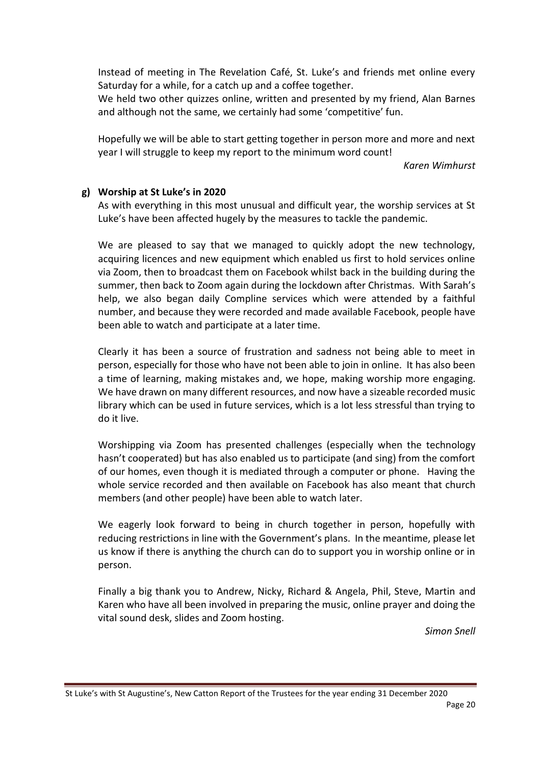Instead of meeting in The Revelation Café, St. Luke's and friends met online every Saturday for a while, for a catch up and a coffee together.
We held two other quizzes online, written and presented by my friend, Alan Barnes and although not the same, we certainly had some 'competitive' fun.

Hopefully we will be able to start getting together in person more and more and next year I will struggle to keep my report to the minimum word count!

*Karen Wimhurst*

**g) Worship at St Luke's in 2020**

As with everything in this most unusual and difficult year, the worship services at St Luke's have been affected hugely by the measures to tackle the pandemic.

We are pleased to say that we managed to quickly adopt the new technology, acquiring licences and new equipment which enabled us first to hold services online via Zoom, then to broadcast them on Facebook whilst back in the building during the summer, then back to Zoom again during the lockdown after Christmas. With Sarah's help, we also began daily Compline services which were attended by a faithful number, and because they were recorded and made available Facebook, people have been able to watch and participate at a later time.

Clearly it has been a source of frustration and sadness not being able to meet in person, especially for those who have not been able to join in online. It has also been a time of learning, making mistakes and, we hope, making worship more engaging. We have drawn on many different resources, and now have a sizeable recorded music library which can be used in future services, which is a lot less stressful than trying to do it live.

Worshipping via Zoom has presented challenges (especially when the technology hasn't cooperated) but has also enabled us to participate (and sing) from the comfort of our homes, even though it is mediated through a computer or phone. Having the whole service recorded and then available on Facebook has also meant that church members (and other people) have been able to watch later.

We eagerly look forward to being in church together in person, hopefully with reducing restrictions in line with the Government's plans. In the meantime, please let us know if there is anything the church can do to support you in worship online or in person.

Finally a big thank you to Andrew, Nicky, Richard & Angela, Phil, Steve, Martin and Karen who have all been involved in preparing the music, online prayer and doing the vital sound desk, slides and Zoom hosting.

*Simon Snell*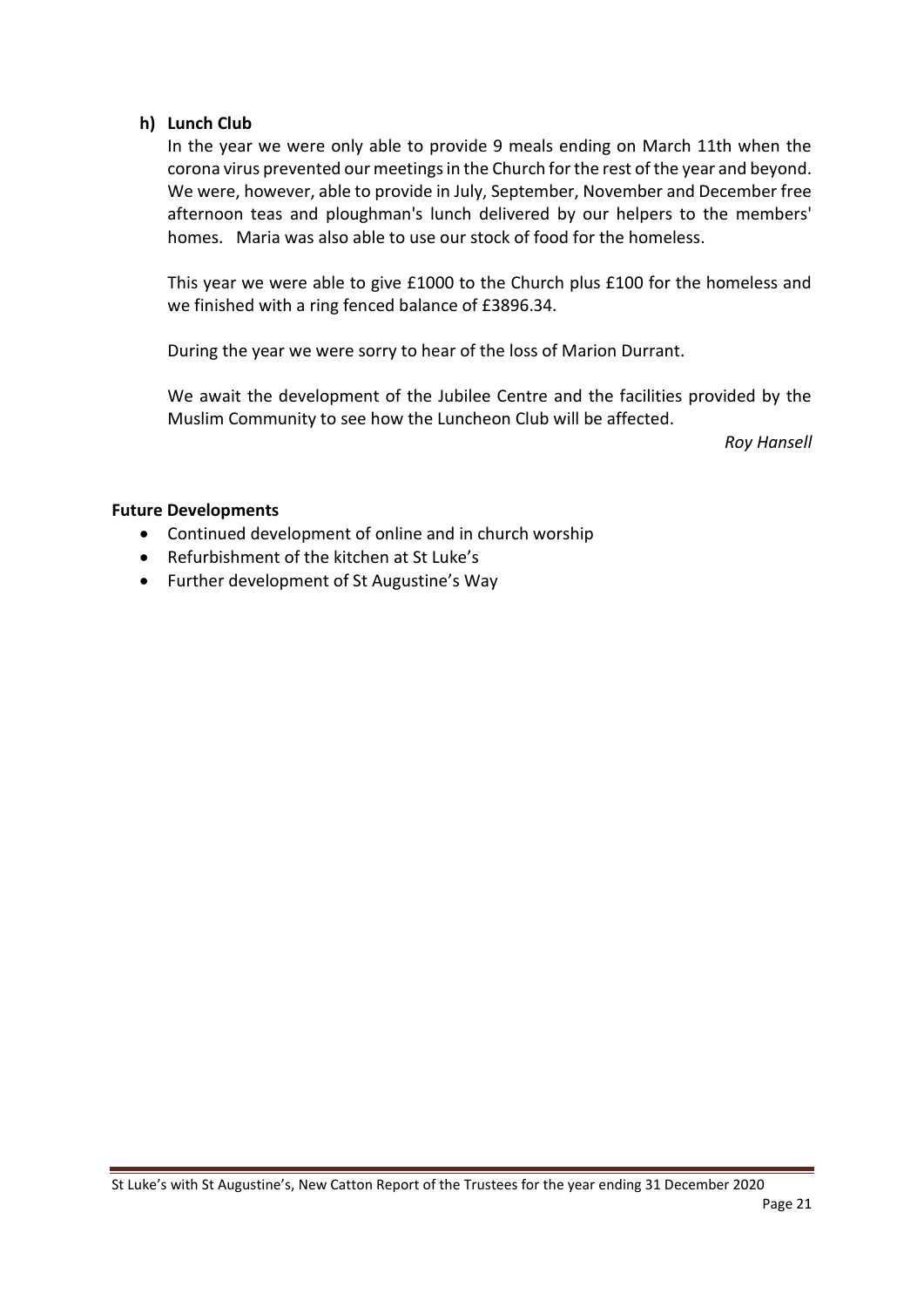### h) Lunch Club

In the year we were only able to provide 9 meals ending on March 11th when the corona virus prevented our meetings in the Church for the rest of the year and beyond. We were, however, able to provide in July, September, November and December free afternoon teas and ploughman's lunch delivered by our helpers to the members' homes. Maria was also able to use our stock of food for the homeless.

This year we were able to give £1000 to the Church plus £100 for the homeless and we finished with a ring fenced balance of £3896.34.

During the year we were sorry to hear of the loss of Marion Durrant.

We await the development of the Jubilee Centre and the facilities provided by the Muslim Community to see how the Luncheon Club will be affected.

*Roy Hansell*

### Future Developments

- Continued development of online and in church worship
- Refurbishment of the kitchen at St Luke's
- Further development of St Augustine's Way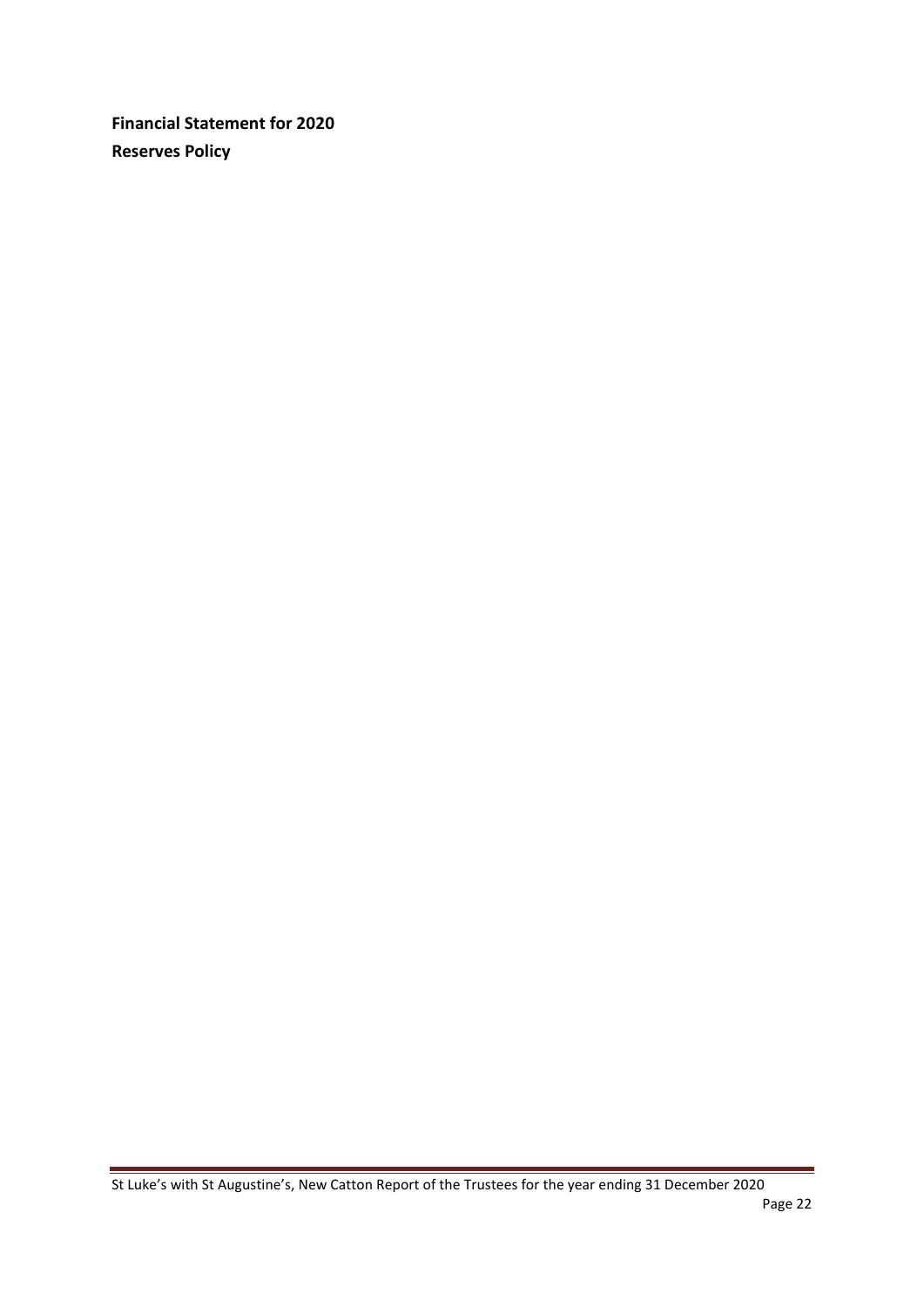**Financial Statement for 2020**

**Reserves Policy**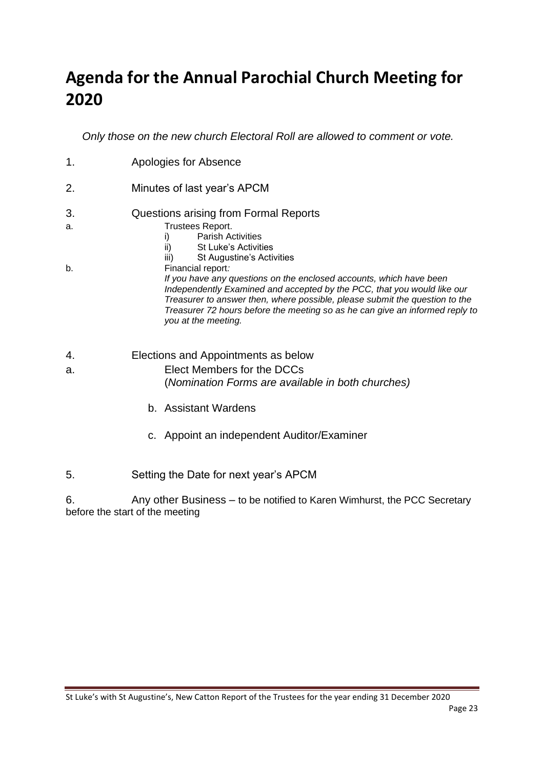# Agenda for the Annual Parochial Church Meeting for 2020

*Only those on the new church Electoral Roll are allowed to comment or vote.*

1. Apologies for Absence

2. Minutes of last year's APCM

3. Questions arising from Formal Reports

   a. Trustees Report.
      - i) Parish Activities
      - ii) St Luke's Activities
      - iii) St Augustine's Activities

   b. Financial report*:*
      *If you have any questions on the enclosed accounts, which have been Independently Examined and accepted by the PCC, that you would like our Treasurer to answer then, where possible, please submit the question to the Treasurer 72 hours before the meeting so as he can give an informed reply to you at the meeting.*

4. Elections and Appointments as below

   a. Elect Members for the DCCs
      (*Nomination Forms are available in both churches)*

   b. Assistant Wardens

   c. Appoint an independent Auditor/Examiner

5. Setting the Date for next year's APCM

6. Any other Business – to be notified to Karen Wimhurst, the PCC Secretary before the start of the meeting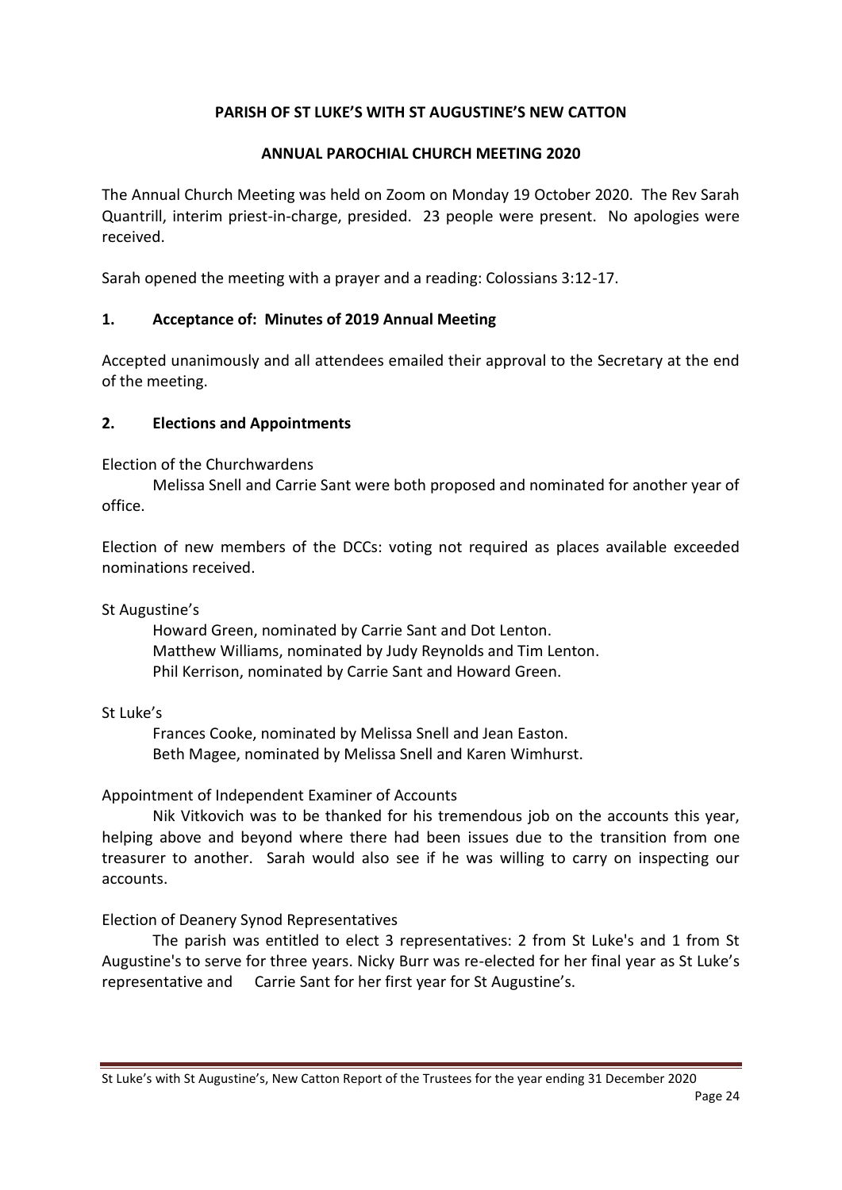**PARISH OF ST LUKE'S WITH ST AUGUSTINE'S NEW CATTON**

**ANNUAL PAROCHIAL CHURCH MEETING 2020**

The Annual Church Meeting was held on Zoom on Monday 19 October 2020. The Rev Sarah Quantrill, interim priest-in-charge, presided. 23 people were present. No apologies were received.

Sarah opened the meeting with a prayer and a reading: Colossians 3:12-17.

## 1. Acceptance of: Minutes of 2019 Annual Meeting

Accepted unanimously and all attendees emailed their approval to the Secretary at the end of the meeting.

## 2. Elections and Appointments

Election of the Churchwardens

Melissa Snell and Carrie Sant were both proposed and nominated for another year of office.

Election of new members of the DCCs: voting not required as places available exceeded nominations received.

St Augustine's

Howard Green, nominated by Carrie Sant and Dot Lenton.
Matthew Williams, nominated by Judy Reynolds and Tim Lenton.
Phil Kerrison, nominated by Carrie Sant and Howard Green.

St Luke's

Frances Cooke, nominated by Melissa Snell and Jean Easton.
Beth Magee, nominated by Melissa Snell and Karen Wimhurst.

Appointment of Independent Examiner of Accounts

Nik Vitkovich was to be thanked for his tremendous job on the accounts this year, helping above and beyond where there had been issues due to the transition from one treasurer to another. Sarah would also see if he was willing to carry on inspecting our accounts.

Election of Deanery Synod Representatives

The parish was entitled to elect 3 representatives: 2 from St Luke's and 1 from St Augustine's to serve for three years. Nicky Burr was re-elected for her final year as St Luke's representative and Carrie Sant for her first year for St Augustine's.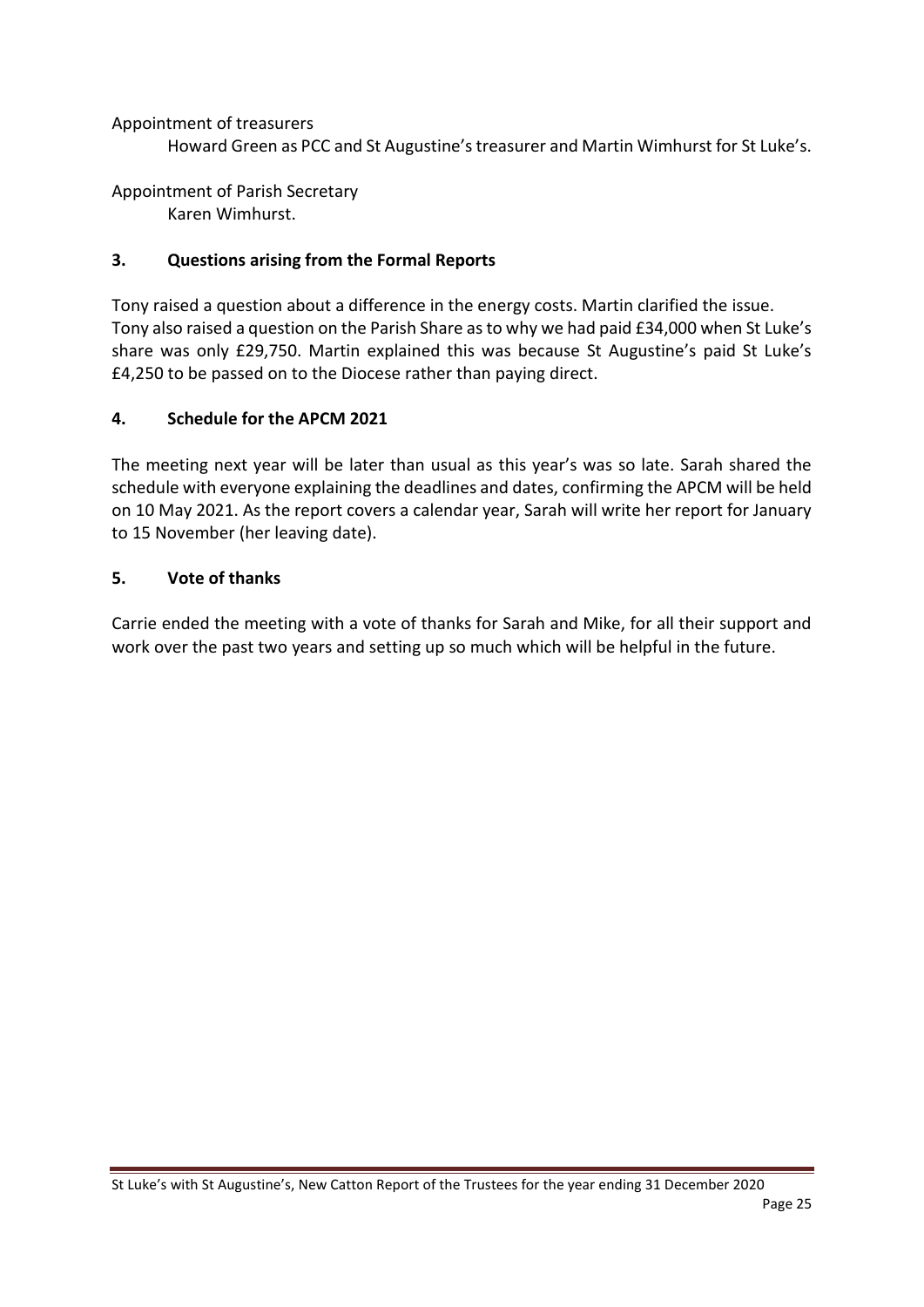Appointment of treasurers

Howard Green as PCC and St Augustine's treasurer and Martin Wimhurst for St Luke's.

Appointment of Parish Secretary

Karen Wimhurst.

### 3. Questions arising from the Formal Reports

Tony raised a question about a difference in the energy costs. Martin clarified the issue. Tony also raised a question on the Parish Share as to why we had paid £34,000 when St Luke's share was only £29,750. Martin explained this was because St Augustine's paid St Luke's £4,250 to be passed on to the Diocese rather than paying direct.

### 4. Schedule for the APCM 2021

The meeting next year will be later than usual as this year's was so late. Sarah shared the schedule with everyone explaining the deadlines and dates, confirming the APCM will be held on 10 May 2021. As the report covers a calendar year, Sarah will write her report for January to 15 November (her leaving date).

### 5. Vote of thanks

Carrie ended the meeting with a vote of thanks for Sarah and Mike, for all their support and work over the past two years and setting up so much which will be helpful in the future.